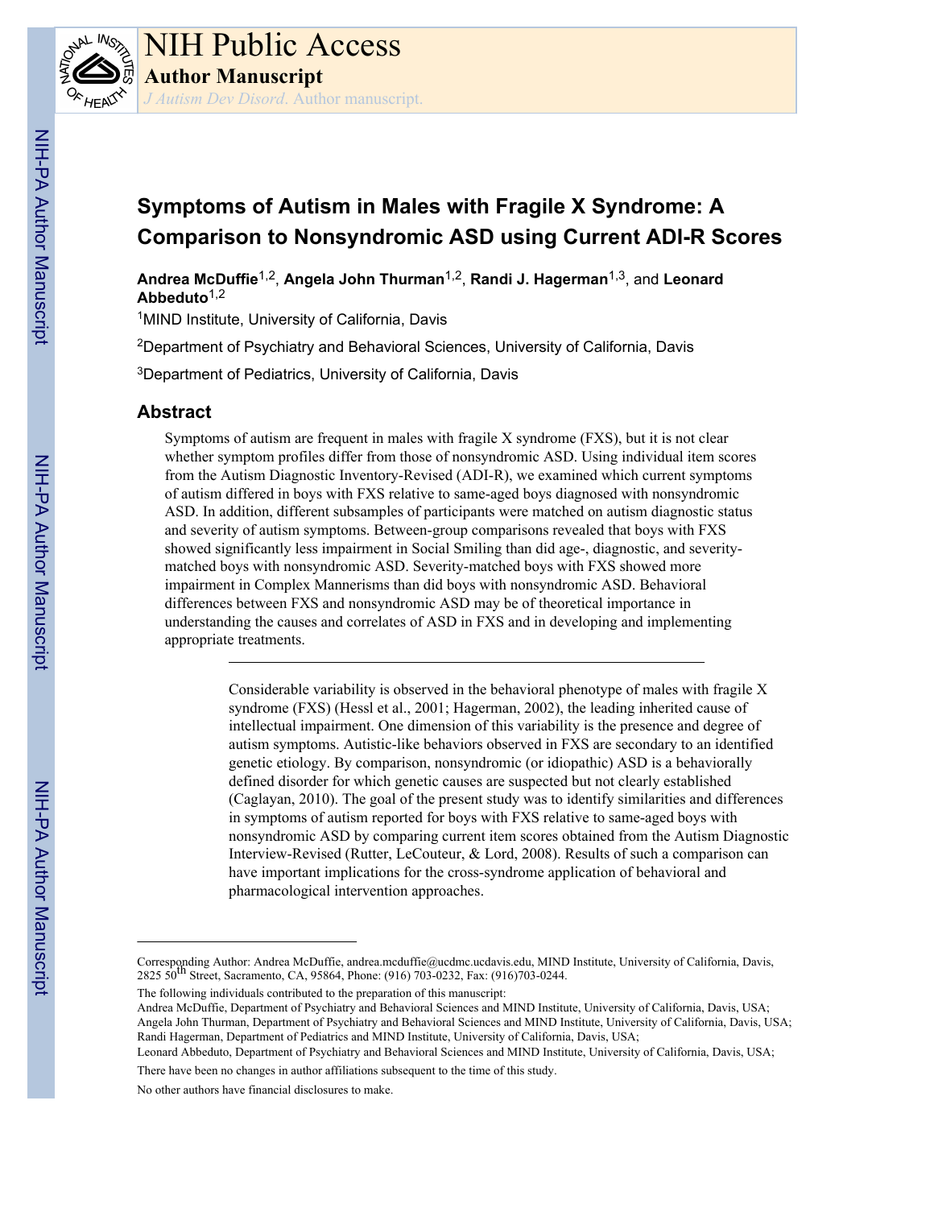# Symptoms of Autism in Males with Fragile X Syndrome: A Comparison to Nonsyndromic ASD using Current ADI-R Scores

**Andrea McDuffie**[1,2], **Angela John Thurman**[1,2], **Randi J. Hagerman**[1,3], and **Leonard Abbeduto**[1,2]

[1]MIND Institute, University of California, Davis

[2]Department of Psychiatry and Behavioral Sciences, University of California, Davis

[3]Department of Pediatrics, University of California, Davis

## Abstract

Symptoms of autism are frequent in males with fragile X syndrome (FXS), but it is not clear whether symptom profiles differ from those of nonsyndromic ASD. Using individual item scores from the Autism Diagnostic Inventory-Revised (ADI-R), we examined which current symptoms of autism differed in boys with FXS relative to same-aged boys diagnosed with nonsyndromic ASD. In addition, different subsamples of participants were matched on autism diagnostic status and severity of autism symptoms. Between-group comparisons revealed that boys with FXS showed significantly less impairment in Social Smiling than did age-, diagnostic, and severity-matched boys with nonsyndromic ASD. Severity-matched boys with FXS showed more impairment in Complex Mannerisms than did boys with nonsyndromic ASD. Behavioral differences between FXS and nonsyndromic ASD may be of theoretical importance in understanding the causes and correlates of ASD in FXS and in developing and implementing appropriate treatments.

---

Considerable variability is observed in the behavioral phenotype of males with fragile X syndrome (FXS) (Hessl et al., 2001; Hagerman, 2002), the leading inherited cause of intellectual impairment. One dimension of this variability is the presence and degree of autism symptoms. Autistic-like behaviors observed in FXS are secondary to an identified genetic etiology. By comparison, nonsyndromic (or idiopathic) ASD is a behaviorally defined disorder for which genetic causes are suspected but not clearly established (Caglayan, 2010). The goal of the present study was to identify similarities and differences in symptoms of autism reported for boys with FXS relative to same-aged boys with nonsyndromic ASD by comparing current item scores obtained from the Autism Diagnostic Interview-Revised (Rutter, LeCouteur, & Lord, 2008). Results of such a comparison can have important implications for the cross-syndrome application of behavioral and pharmacological intervention approaches.

---

Corresponding Author: Andrea McDuffie, andrea.mcduffie@ucdmc.ucdavis.edu, MIND Institute, University of California, Davis, 2825 50th Street, Sacramento, CA, 95864, Phone: (916) 703-0232, Fax: (916)703-0244.

The following individuals contributed to the preparation of this manuscript:

Andrea McDuffie, Department of Psychiatry and Behavioral Sciences and MIND Institute, University of California, Davis, USA;
Angela John Thurman, Department of Psychiatry and Behavioral Sciences and MIND Institute, University of California, Davis, USA;
Randi Hagerman, Department of Pediatrics and MIND Institute, University of California, Davis, USA;
Leonard Abbeduto, Department of Psychiatry and Behavioral Sciences and MIND Institute, University of California, Davis, USA;

There have been no changes in author affiliations subsequent to the time of this study.

No other authors have financial disclosures to make.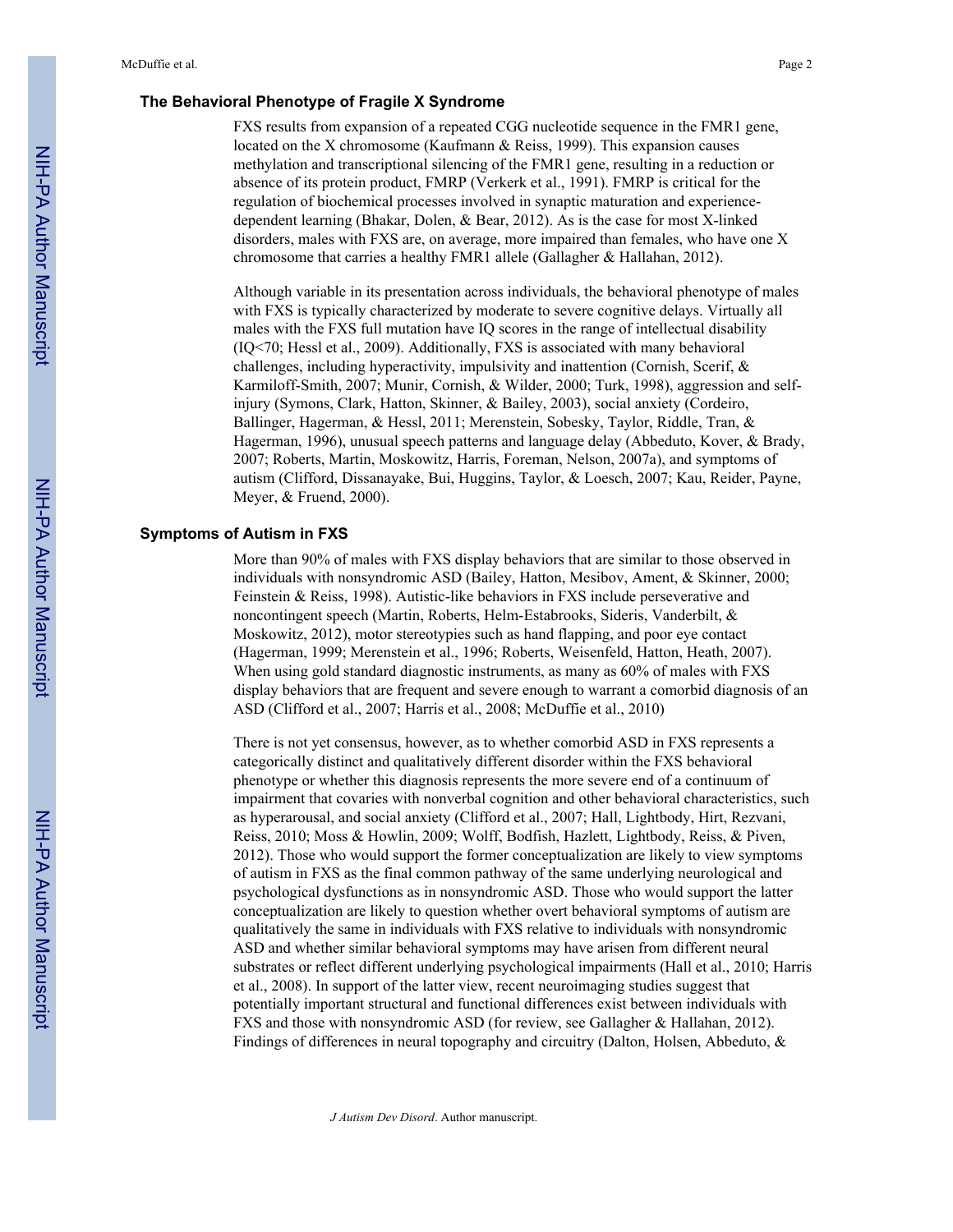## The Behavioral Phenotype of Fragile X Syndrome

FXS results from expansion of a repeated CGG nucleotide sequence in the FMR1 gene, located on the X chromosome (Kaufmann & Reiss, 1999). This expansion causes methylation and transcriptional silencing of the FMR1 gene, resulting in a reduction or absence of its protein product, FMRP (Verkerk et al., 1991). FMRP is critical for the regulation of biochemical processes involved in synaptic maturation and experience-dependent learning (Bhakar, Dolen, & Bear, 2012). As is the case for most X-linked disorders, males with FXS are, on average, more impaired than females, who have one X chromosome that carries a healthy FMR1 allele (Gallagher & Hallahan, 2012).

Although variable in its presentation across individuals, the behavioral phenotype of males with FXS is typically characterized by moderate to severe cognitive delays. Virtually all males with the FXS full mutation have IQ scores in the range of intellectual disability (IQ<70; Hessl et al., 2009). Additionally, FXS is associated with many behavioral challenges, including hyperactivity, impulsivity and inattention (Cornish, Scerif, & Karmiloff-Smith, 2007; Munir, Cornish, & Wilder, 2000; Turk, 1998), aggression and self-injury (Symons, Clark, Hatton, Skinner, & Bailey, 2003), social anxiety (Cordeiro, Ballinger, Hagerman, & Hessl, 2011; Merenstein, Sobesky, Taylor, Riddle, Tran, & Hagerman, 1996), unusual speech patterns and language delay (Abbeduto, Kover, & Brady, 2007; Roberts, Martin, Moskowitz, Harris, Foreman, Nelson, 2007a), and symptoms of autism (Clifford, Dissanayake, Bui, Huggins, Taylor, & Loesch, 2007; Kau, Reider, Payne, Meyer, & Fruend, 2000).

## Symptoms of Autism in FXS

More than 90% of males with FXS display behaviors that are similar to those observed in individuals with nonsyndromic ASD (Bailey, Hatton, Mesibov, Ament, & Skinner, 2000; Feinstein & Reiss, 1998). Autistic-like behaviors in FXS include perseverative and noncontingent speech (Martin, Roberts, Helm-Estabrooks, Sideris, Vanderbilt, & Moskowitz, 2012), motor stereotypies such as hand flapping, and poor eye contact (Hagerman, 1999; Merenstein et al., 1996; Roberts, Weisenfeld, Hatton, Heath, 2007). When using gold standard diagnostic instruments, as many as 60% of males with FXS display behaviors that are frequent and severe enough to warrant a comorbid diagnosis of an ASD (Clifford et al., 2007; Harris et al., 2008; McDuffie et al., 2010)

There is not yet consensus, however, as to whether comorbid ASD in FXS represents a categorically distinct and qualitatively different disorder within the FXS behavioral phenotype or whether this diagnosis represents the more severe end of a continuum of impairment that covaries with nonverbal cognition and other behavioral characteristics, such as hyperarousal, and social anxiety (Clifford et al., 2007; Hall, Lightbody, Hirt, Rezvani, Reiss, 2010; Moss & Howlin, 2009; Wolff, Bodfish, Hazlett, Lightbody, Reiss, & Piven, 2012). Those who would support the former conceptualization are likely to view symptoms of autism in FXS as the final common pathway of the same underlying neurological and psychological dysfunctions as in nonsyndromic ASD. Those who would support the latter conceptualization are likely to question whether overt behavioral symptoms of autism are qualitatively the same in individuals with FXS relative to individuals with nonsyndromic ASD and whether similar behavioral symptoms may have arisen from different neural substrates or reflect different underlying psychological impairments (Hall et al., 2010; Harris et al., 2008). In support of the latter view, recent neuroimaging studies suggest that potentially important structural and functional differences exist between individuals with FXS and those with nonsyndromic ASD (for review, see Gallagher & Hallahan, 2012). Findings of differences in neural topography and circuitry (Dalton, Holsen, Abbeduto, &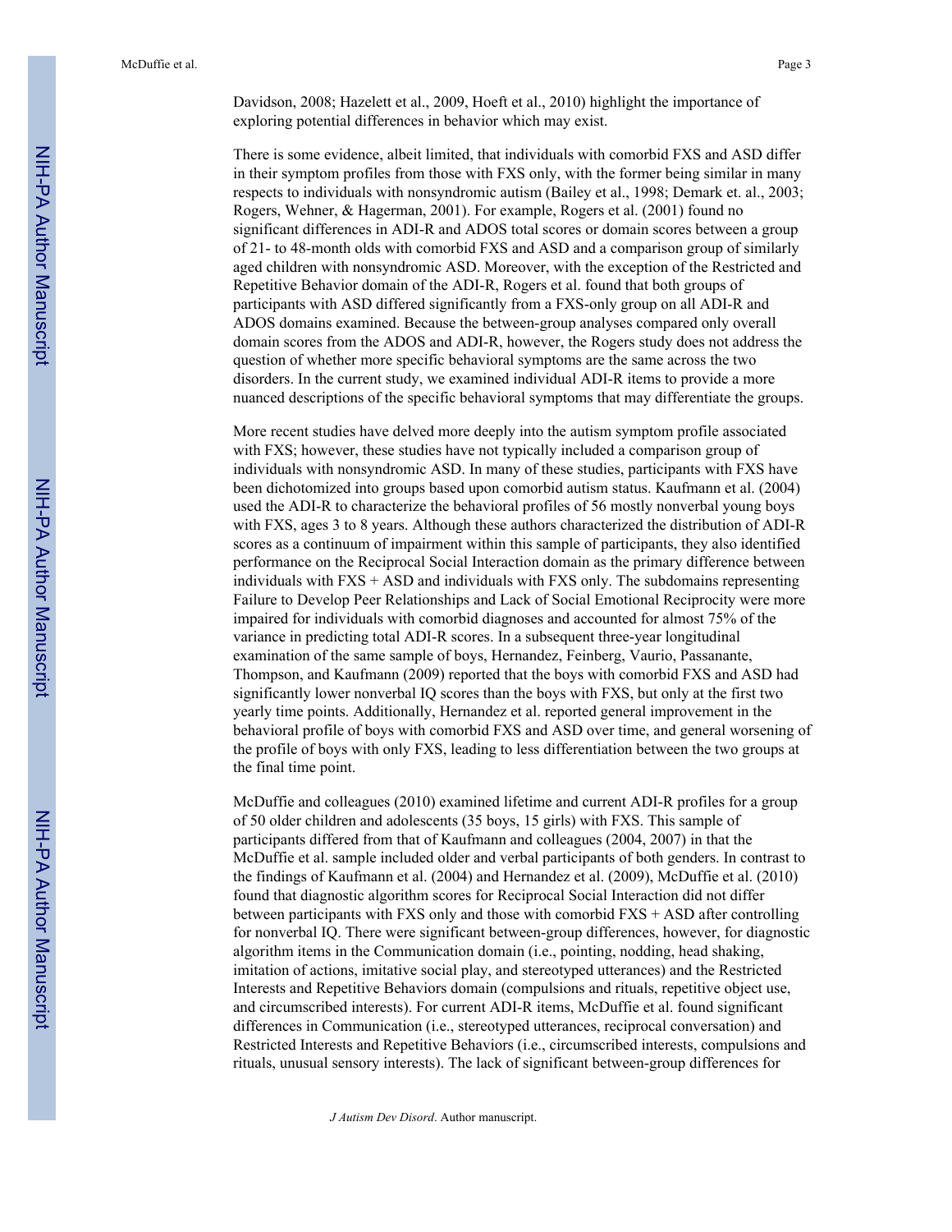Davidson, 2008; Hazelett et al., 2009, Hoeft et al., 2010) highlight the importance of exploring potential differences in behavior which may exist.

There is some evidence, albeit limited, that individuals with comorbid FXS and ASD differ in their symptom profiles from those with FXS only, with the former being similar in many respects to individuals with nonsyndromic autism (Bailey et al., 1998; Demark et. al., 2003; Rogers, Wehner, & Hagerman, 2001). For example, Rogers et al. (2001) found no significant differences in ADI-R and ADOS total scores or domain scores between a group of 21- to 48-month olds with comorbid FXS and ASD and a comparison group of similarly aged children with nonsyndromic ASD. Moreover, with the exception of the Restricted and Repetitive Behavior domain of the ADI-R, Rogers et al. found that both groups of participants with ASD differed significantly from a FXS-only group on all ADI-R and ADOS domains examined. Because the between-group analyses compared only overall domain scores from the ADOS and ADI-R, however, the Rogers study does not address the question of whether more specific behavioral symptoms are the same across the two disorders. In the current study, we examined individual ADI-R items to provide a more nuanced descriptions of the specific behavioral symptoms that may differentiate the groups.

More recent studies have delved more deeply into the autism symptom profile associated with FXS; however, these studies have not typically included a comparison group of individuals with nonsyndromic ASD. In many of these studies, participants with FXS have been dichotomized into groups based upon comorbid autism status. Kaufmann et al. (2004) used the ADI-R to characterize the behavioral profiles of 56 mostly nonverbal young boys with FXS, ages 3 to 8 years. Although these authors characterized the distribution of ADI-R scores as a continuum of impairment within this sample of participants, they also identified performance on the Reciprocal Social Interaction domain as the primary difference between individuals with FXS + ASD and individuals with FXS only. The subdomains representing Failure to Develop Peer Relationships and Lack of Social Emotional Reciprocity were more impaired for individuals with comorbid diagnoses and accounted for almost 75% of the variance in predicting total ADI-R scores. In a subsequent three-year longitudinal examination of the same sample of boys, Hernandez, Feinberg, Vaurio, Passanante, Thompson, and Kaufmann (2009) reported that the boys with comorbid FXS and ASD had significantly lower nonverbal IQ scores than the boys with FXS, but only at the first two yearly time points. Additionally, Hernandez et al. reported general improvement in the behavioral profile of boys with comorbid FXS and ASD over time, and general worsening of the profile of boys with only FXS, leading to less differentiation between the two groups at the final time point.

McDuffie and colleagues (2010) examined lifetime and current ADI-R profiles for a group of 50 older children and adolescents (35 boys, 15 girls) with FXS. This sample of participants differed from that of Kaufmann and colleagues (2004, 2007) in that the McDuffie et al. sample included older and verbal participants of both genders. In contrast to the findings of Kaufmann et al. (2004) and Hernandez et al. (2009), McDuffie et al. (2010) found that diagnostic algorithm scores for Reciprocal Social Interaction did not differ between participants with FXS only and those with comorbid FXS + ASD after controlling for nonverbal IQ. There were significant between-group differences, however, for diagnostic algorithm items in the Communication domain (i.e., pointing, nodding, head shaking, imitation of actions, imitative social play, and stereotyped utterances) and the Restricted Interests and Repetitive Behaviors domain (compulsions and rituals, repetitive object use, and circumscribed interests). For current ADI-R items, McDuffie et al. found significant differences in Communication (i.e., stereotyped utterances, reciprocal conversation) and Restricted Interests and Repetitive Behaviors (i.e., circumscribed interests, compulsions and rituals, unusual sensory interests). The lack of significant between-group differences for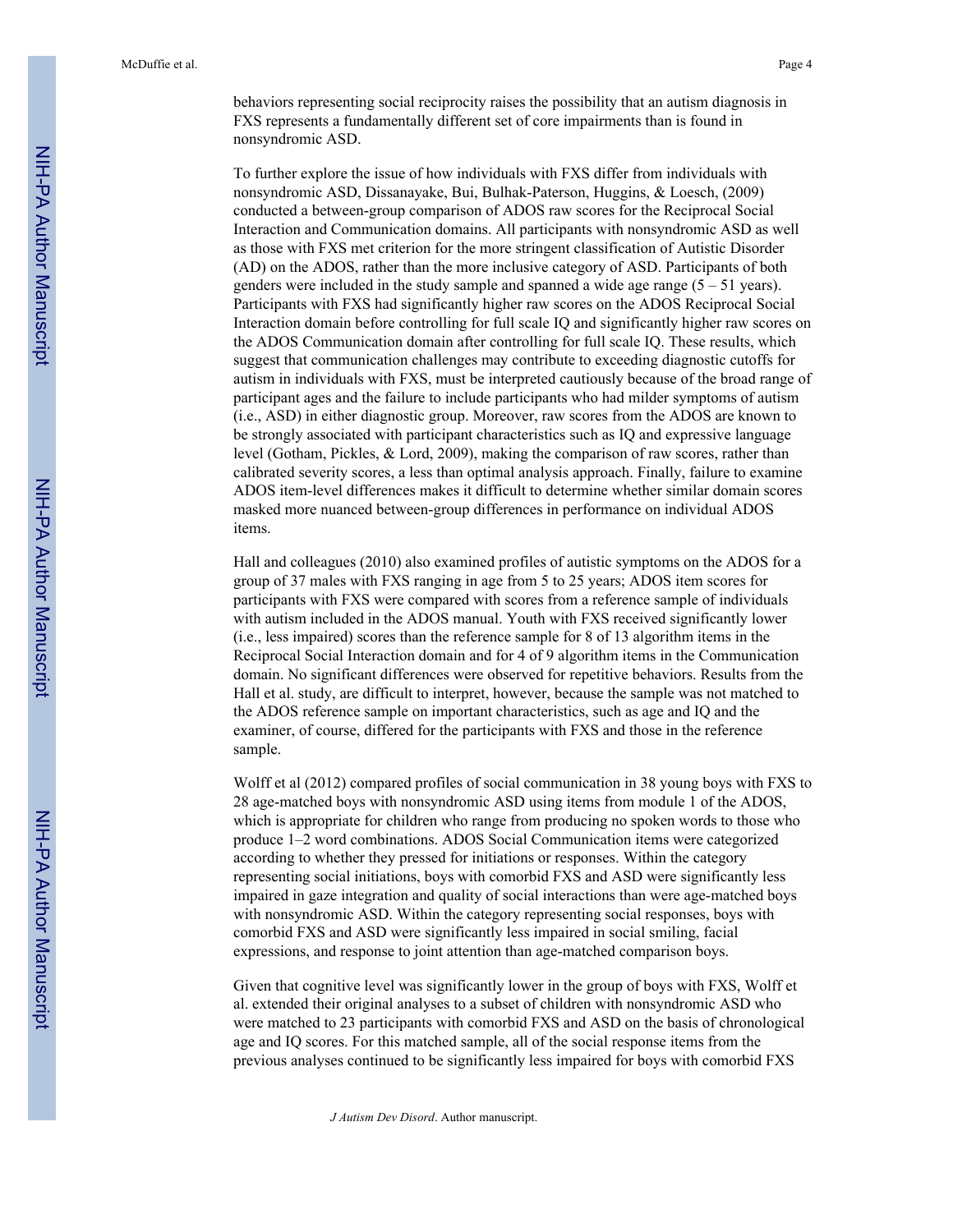behaviors representing social reciprocity raises the possibility that an autism diagnosis in FXS represents a fundamentally different set of core impairments than is found in nonsyndromic ASD.

To further explore the issue of how individuals with FXS differ from individuals with nonsyndromic ASD, Dissanayake, Bui, Bulhak-Paterson, Huggins, & Loesch, (2009) conducted a between-group comparison of ADOS raw scores for the Reciprocal Social Interaction and Communication domains. All participants with nonsyndromic ASD as well as those with FXS met criterion for the more stringent classification of Autistic Disorder (AD) on the ADOS, rather than the more inclusive category of ASD. Participants of both genders were included in the study sample and spanned a wide age range (5 – 51 years). Participants with FXS had significantly higher raw scores on the ADOS Reciprocal Social Interaction domain before controlling for full scale IQ and significantly higher raw scores on the ADOS Communication domain after controlling for full scale IQ. These results, which suggest that communication challenges may contribute to exceeding diagnostic cutoffs for autism in individuals with FXS, must be interpreted cautiously because of the broad range of participant ages and the failure to include participants who had milder symptoms of autism (i.e., ASD) in either diagnostic group. Moreover, raw scores from the ADOS are known to be strongly associated with participant characteristics such as IQ and expressive language level (Gotham, Pickles, & Lord, 2009), making the comparison of raw scores, rather than calibrated severity scores, a less than optimal analysis approach. Finally, failure to examine ADOS item-level differences makes it difficult to determine whether similar domain scores masked more nuanced between-group differences in performance on individual ADOS items.

Hall and colleagues (2010) also examined profiles of autistic symptoms on the ADOS for a group of 37 males with FXS ranging in age from 5 to 25 years; ADOS item scores for participants with FXS were compared with scores from a reference sample of individuals with autism included in the ADOS manual. Youth with FXS received significantly lower (i.e., less impaired) scores than the reference sample for 8 of 13 algorithm items in the Reciprocal Social Interaction domain and for 4 of 9 algorithm items in the Communication domain. No significant differences were observed for repetitive behaviors. Results from the Hall et al. study, are difficult to interpret, however, because the sample was not matched to the ADOS reference sample on important characteristics, such as age and IQ and the examiner, of course, differed for the participants with FXS and those in the reference sample.

Wolff et al (2012) compared profiles of social communication in 38 young boys with FXS to 28 age-matched boys with nonsyndromic ASD using items from module 1 of the ADOS, which is appropriate for children who range from producing no spoken words to those who produce 1–2 word combinations. ADOS Social Communication items were categorized according to whether they pressed for initiations or responses. Within the category representing social initiations, boys with comorbid FXS and ASD were significantly less impaired in gaze integration and quality of social interactions than were age-matched boys with nonsyndromic ASD. Within the category representing social responses, boys with comorbid FXS and ASD were significantly less impaired in social smiling, facial expressions, and response to joint attention than age-matched comparison boys.

Given that cognitive level was significantly lower in the group of boys with FXS, Wolff et al. extended their original analyses to a subset of children with nonsyndromic ASD who were matched to 23 participants with comorbid FXS and ASD on the basis of chronological age and IQ scores. For this matched sample, all of the social response items from the previous analyses continued to be significantly less impaired for boys with comorbid FXS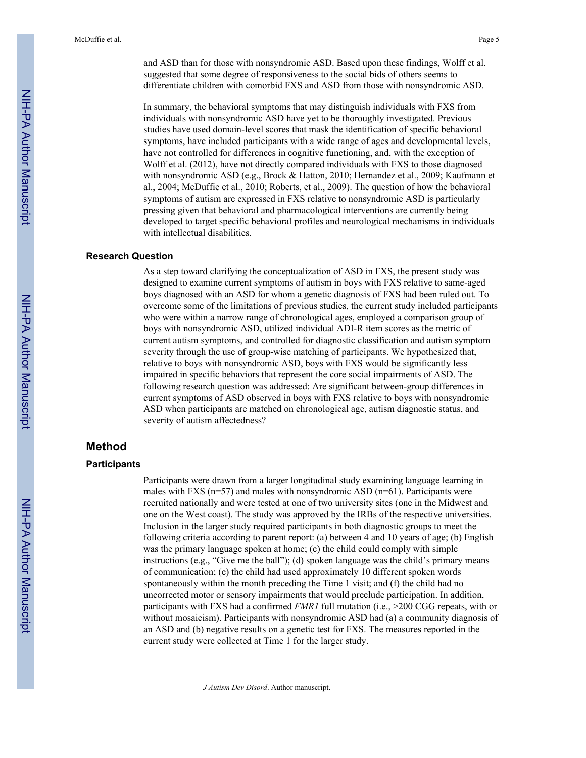and ASD than for those with nonsyndromic ASD. Based upon these findings, Wolff et al. suggested that some degree of responsiveness to the social bids of others seems to differentiate children with comorbid FXS and ASD from those with nonsyndromic ASD.

In summary, the behavioral symptoms that may distinguish individuals with FXS from individuals with nonsyndromic ASD have yet to be thoroughly investigated. Previous studies have used domain-level scores that mask the identification of specific behavioral symptoms, have included participants with a wide range of ages and developmental levels, have not controlled for differences in cognitive functioning, and, with the exception of Wolff et al. (2012), have not directly compared individuals with FXS to those diagnosed with nonsyndromic ASD (e.g., Brock & Hatton, 2010; Hernandez et al., 2009; Kaufmann et al., 2004; McDuffie et al., 2010; Roberts, et al., 2009). The question of how the behavioral symptoms of autism are expressed in FXS relative to nonsyndromic ASD is particularly pressing given that behavioral and pharmacological interventions are currently being developed to target specific behavioral profiles and neurological mechanisms in individuals with intellectual disabilities.

### Research Question

As a step toward clarifying the conceptualization of ASD in FXS, the present study was designed to examine current symptoms of autism in boys with FXS relative to same-aged boys diagnosed with an ASD for whom a genetic diagnosis of FXS had been ruled out. To overcome some of the limitations of previous studies, the current study included participants who were within a narrow range of chronological ages, employed a comparison group of boys with nonsyndromic ASD, utilized individual ADI-R item scores as the metric of current autism symptoms, and controlled for diagnostic classification and autism symptom severity through the use of group-wise matching of participants. We hypothesized that, relative to boys with nonsyndromic ASD, boys with FXS would be significantly less impaired in specific behaviors that represent the core social impairments of ASD. The following research question was addressed: Are significant between-group differences in current symptoms of ASD observed in boys with FXS relative to boys with nonsyndromic ASD when participants are matched on chronological age, autism diagnostic status, and severity of autism affectedness?

## Method

### Participants

Participants were drawn from a larger longitudinal study examining language learning in males with FXS (n=57) and males with nonsyndromic ASD (n=61). Participants were recruited nationally and were tested at one of two university sites (one in the Midwest and one on the West coast). The study was approved by the IRBs of the respective universities. Inclusion in the larger study required participants in both diagnostic groups to meet the following criteria according to parent report: (a) between 4 and 10 years of age; (b) English was the primary language spoken at home; (c) the child could comply with simple instructions (e.g., "Give me the ball"); (d) spoken language was the child's primary means of communication; (e) the child had used approximately 10 different spoken words spontaneously within the month preceding the Time 1 visit; and (f) the child had no uncorrected motor or sensory impairments that would preclude participation. In addition, participants with FXS had a confirmed *FMR1* full mutation (i.e., >200 CGG repeats, with or without mosaicism). Participants with nonsyndromic ASD had (a) a community diagnosis of an ASD and (b) negative results on a genetic test for FXS. The measures reported in the current study were collected at Time 1 for the larger study.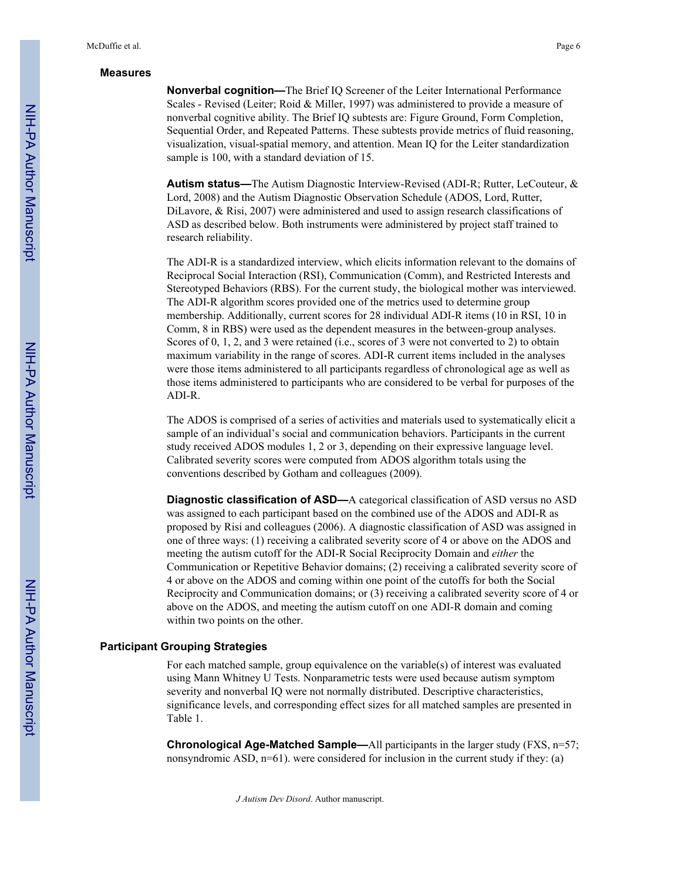## Measures

**Nonverbal cognition—**The Brief IQ Screener of the Leiter International Performance Scales - Revised (Leiter; Roid & Miller, 1997) was administered to provide a measure of nonverbal cognitive ability. The Brief IQ subtests are: Figure Ground, Form Completion, Sequential Order, and Repeated Patterns. These subtests provide metrics of fluid reasoning, visualization, visual-spatial memory, and attention. Mean IQ for the Leiter standardization sample is 100, with a standard deviation of 15.

**Autism status—**The Autism Diagnostic Interview-Revised (ADI-R; Rutter, LeCouteur, & Lord, 2008) and the Autism Diagnostic Observation Schedule (ADOS, Lord, Rutter, DiLavore, & Risi, 2007) were administered and used to assign research classifications of ASD as described below. Both instruments were administered by project staff trained to research reliability.

The ADI-R is a standardized interview, which elicits information relevant to the domains of Reciprocal Social Interaction (RSI), Communication (Comm), and Restricted Interests and Stereotyped Behaviors (RBS). For the current study, the biological mother was interviewed. The ADI-R algorithm scores provided one of the metrics used to determine group membership. Additionally, current scores for 28 individual ADI-R items (10 in RSI, 10 in Comm, 8 in RBS) were used as the dependent measures in the between-group analyses. Scores of 0, 1, 2, and 3 were retained (i.e., scores of 3 were not converted to 2) to obtain maximum variability in the range of scores. ADI-R current items included in the analyses were those items administered to all participants regardless of chronological age as well as those items administered to participants who are considered to be verbal for purposes of the ADI-R.

The ADOS is comprised of a series of activities and materials used to systematically elicit a sample of an individual's social and communication behaviors. Participants in the current study received ADOS modules 1, 2 or 3, depending on their expressive language level. Calibrated severity scores were computed from ADOS algorithm totals using the conventions described by Gotham and colleagues (2009).

**Diagnostic classification of ASD—**A categorical classification of ASD versus no ASD was assigned to each participant based on the combined use of the ADOS and ADI-R as proposed by Risi and colleagues (2006). A diagnostic classification of ASD was assigned in one of three ways: (1) receiving a calibrated severity score of 4 or above on the ADOS and meeting the autism cutoff for the ADI-R Social Reciprocity Domain and *either* the Communication or Repetitive Behavior domains; (2) receiving a calibrated severity score of 4 or above on the ADOS and coming within one point of the cutoffs for both the Social Reciprocity and Communication domains; or (3) receiving a calibrated severity score of 4 or above on the ADOS, and meeting the autism cutoff on one ADI-R domain and coming within two points on the other.

## Participant Grouping Strategies

For each matched sample, group equivalence on the variable(s) of interest was evaluated using Mann Whitney U Tests. Nonparametric tests were used because autism symptom severity and nonverbal IQ were not normally distributed. Descriptive characteristics, significance levels, and corresponding effect sizes for all matched samples are presented in Table 1.

**Chronological Age-Matched Sample—**All participants in the larger study (FXS, n=57; nonsyndromic ASD, n=61). were considered for inclusion in the current study if they: (a)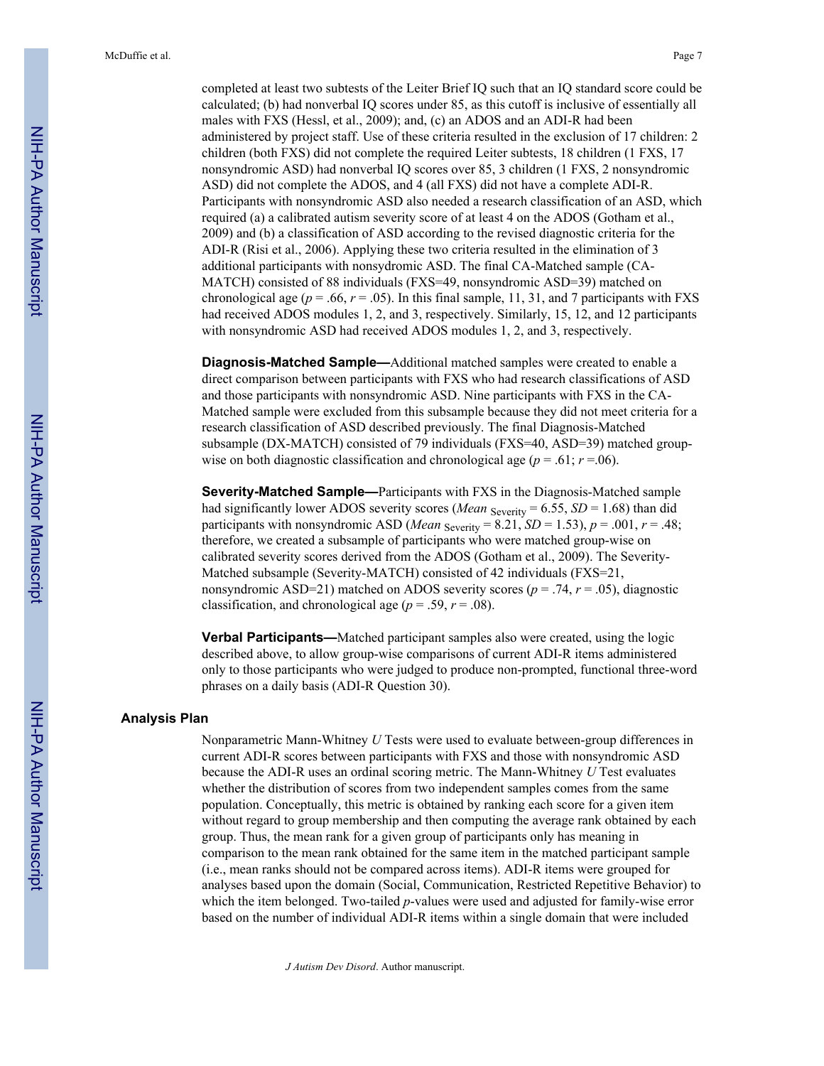completed at least two subtests of the Leiter Brief IQ such that an IQ standard score could be calculated; (b) had nonverbal IQ scores under 85, as this cutoff is inclusive of essentially all males with FXS (Hessl, et al., 2009); and, (c) an ADOS and an ADI-R had been administered by project staff. Use of these criteria resulted in the exclusion of 17 children: 2 children (both FXS) did not complete the required Leiter subtests, 18 children (1 FXS, 17 nonsyndromic ASD) had nonverbal IQ scores over 85, 3 children (1 FXS, 2 nonsyndromic ASD) did not complete the ADOS, and 4 (all FXS) did not have a complete ADI-R. Participants with nonsyndromic ASD also needed a research classification of an ASD, which required (a) a calibrated autism severity score of at least 4 on the ADOS (Gotham et al., 2009) and (b) a classification of ASD according to the revised diagnostic criteria for the ADI-R (Risi et al., 2006). Applying these two criteria resulted in the elimination of 3 additional participants with nonsyndromic ASD. The final CA-Matched sample (CA-MATCH) consisted of 88 individuals (FXS=49, nonsyndromic ASD=39) matched on chronological age ($p$ = .66, $r$ = .05). In this final sample, 11, 31, and 7 participants with FXS had received ADOS modules 1, 2, and 3, respectively. Similarly, 15, 12, and 12 participants with nonsyndromic ASD had received ADOS modules 1, 2, and 3, respectively.

**Diagnosis-Matched Sample—**Additional matched samples were created to enable a direct comparison between participants with FXS who had research classifications of ASD and those participants with nonsyndromic ASD. Nine participants with FXS in the CA-Matched sample were excluded from this subsample because they did not meet criteria for a research classification of ASD described previously. The final Diagnosis-Matched subsample (DX-MATCH) consisted of 79 individuals (FXS=40, ASD=39) matched group-wise on both diagnostic classification and chronological age ($p$ = .61; $r$ =.06).

**Severity-Matched Sample—**Participants with FXS in the Diagnosis-Matched sample had significantly lower ADOS severity scores ($Mean_{\text{Severity}}$ = 6.55, $SD$ = 1.68) than did participants with nonsyndromic ASD ($Mean_{\text{Severity}}$ = 8.21, $SD$ = 1.53), $p$ = .001, $r$ = .48; therefore, we created a subsample of participants who were matched group-wise on calibrated severity scores derived from the ADOS (Gotham et al., 2009). The Severity-Matched subsample (Severity-MATCH) consisted of 42 individuals (FXS=21, nonsyndromic ASD=21) matched on ADOS severity scores ($p$ = .74, $r$ = .05), diagnostic classification, and chronological age ($p$ = .59, $r$ = .08).

**Verbal Participants—**Matched participant samples also were created, using the logic described above, to allow group-wise comparisons of current ADI-R items administered only to those participants who were judged to produce non-prompted, functional three-word phrases on a daily basis (ADI-R Question 30).

## Analysis Plan

Nonparametric Mann-Whitney $U$ Tests were used to evaluate between-group differences in current ADI-R scores between participants with FXS and those with nonsyndromic ASD because the ADI-R uses an ordinal scoring metric. The Mann-Whitney $U$ Test evaluates whether the distribution of scores from two independent samples comes from the same population. Conceptually, this metric is obtained by ranking each score for a given item without regard to group membership and then computing the average rank obtained by each group. Thus, the mean rank for a given group of participants only has meaning in comparison to the mean rank obtained for the same item in the matched participant sample (i.e., mean ranks should not be compared across items). ADI-R items were grouped for analyses based upon the domain (Social, Communication, Restricted Repetitive Behavior) to which the item belonged. Two-tailed $p$-values were used and adjusted for family-wise error based on the number of individual ADI-R items within a single domain that were included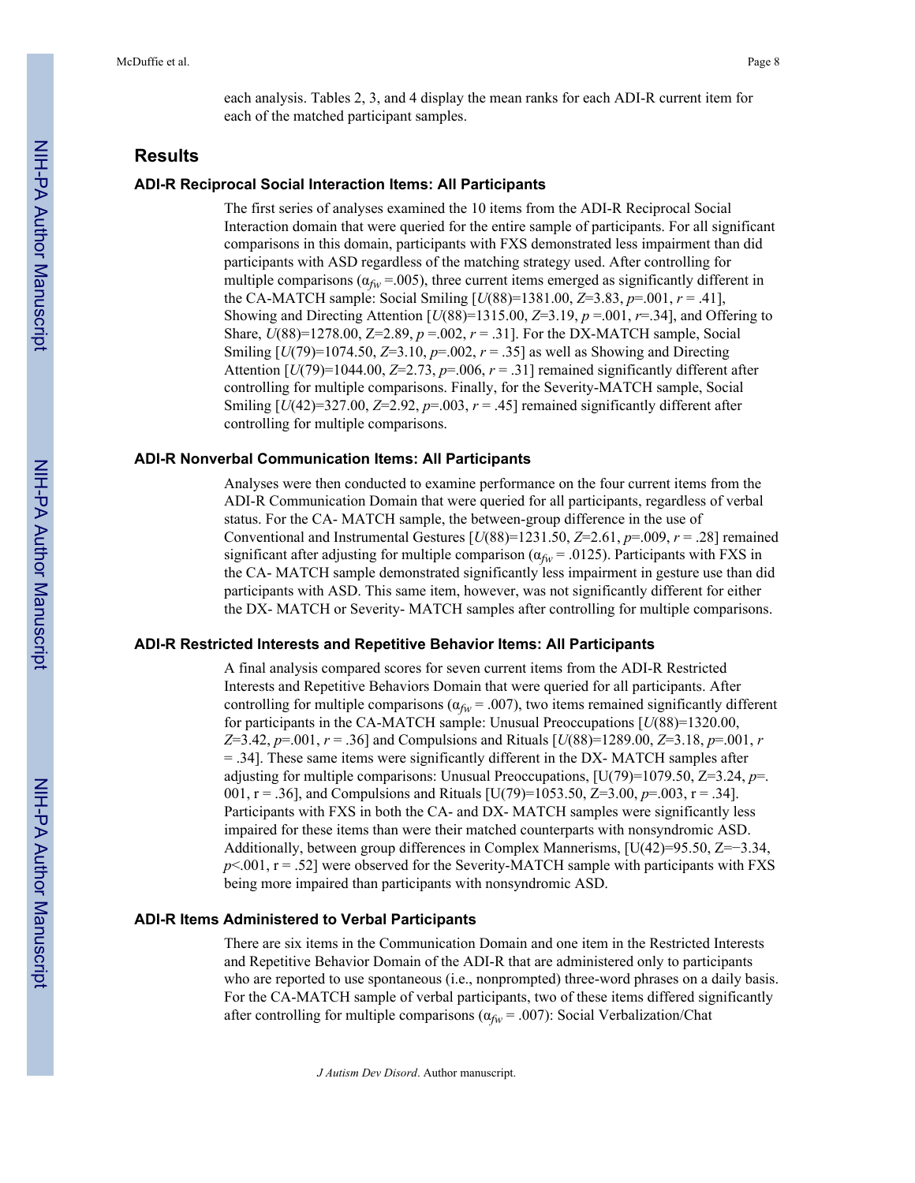each analysis. Tables 2, 3, and 4 display the mean ranks for each ADI-R current item for each of the matched participant samples.

## Results

### ADI-R Reciprocal Social Interaction Items: All Participants

The first series of analyses examined the 10 items from the ADI-R Reciprocal Social Interaction domain that were queried for the entire sample of participants. For all significant comparisons in this domain, participants with FXS demonstrated less impairment than did participants with ASD regardless of the matching strategy used. After controlling for multiple comparisons ($\alpha_{fw}$ =.005), three current items emerged as significantly different in the CA-MATCH sample: Social Smiling [$U(88)$=1381.00, $Z$=3.83, $p$=.001, $r$ = .41], Showing and Directing Attention [$U(88)$=1315.00, $Z$=3.19, $p$ =.001, $r$=.34], and Offering to Share, $U(88)$=1278.00, Z=2.89, $p$ =.002, $r$ = .31]. For the DX-MATCH sample, Social Smiling [$U(79)$=1074.50, $Z$=3.10, $p$=.002, $r$ = .35] as well as Showing and Directing Attention [$U(79)$=1044.00, $Z$=2.73, $p$=.006, $r$ = .31] remained significantly different after controlling for multiple comparisons. Finally, for the Severity-MATCH sample, Social Smiling [$U(42)$=327.00, $Z$=2.92, $p$=.003, $r$ = .45] remained significantly different after controlling for multiple comparisons.

### ADI-R Nonverbal Communication Items: All Participants

Analyses were then conducted to examine performance on the four current items from the ADI-R Communication Domain that were queried for all participants, regardless of verbal status. For the CA- MATCH sample, the between-group difference in the use of Conventional and Instrumental Gestures [$U(88)$=1231.50, $Z$=2.61, $p$=.009, $r$ = .28] remained significant after adjusting for multiple comparison ($\alpha_{fw}$ = .0125). Participants with FXS in the CA- MATCH sample demonstrated significantly less impairment in gesture use than did participants with ASD. This same item, however, was not significantly different for either the DX- MATCH or Severity- MATCH samples after controlling for multiple comparisons.

### ADI-R Restricted Interests and Repetitive Behavior Items: All Participants

A final analysis compared scores for seven current items from the ADI-R Restricted Interests and Repetitive Behaviors Domain that were queried for all participants. After controlling for multiple comparisons ($\alpha_{fw}$ = .007), two items remained significantly different for participants in the CA-MATCH sample: Unusual Preoccupations [$U(88)$=1320.00, $Z$=3.42, $p$=.001, $r$ = .36] and Compulsions and Rituals [$U(88)$=1289.00, $Z$=3.18, $p$=.001, $r$ = .34]. These same items were significantly different in the DX- MATCH samples after adjusting for multiple comparisons: Unusual Preoccupations, [U(79)=1079.50, Z=3.24, $p$=.001, r = .36], and Compulsions and Rituals [U(79)=1053.50, Z=3.00, $p$=.003, r = .34]. Participants with FXS in both the CA- and DX- MATCH samples were significantly less impaired for these items than were their matched counterparts with nonsyndromic ASD. Additionally, between group differences in Complex Mannerisms, [U(42)=95.50, Z=−3.34, $p$<.001, r = .52] were observed for the Severity-MATCH sample with participants with FXS being more impaired than participants with nonsyndromic ASD.

### ADI-R Items Administered to Verbal Participants

There are six items in the Communication Domain and one item in the Restricted Interests and Repetitive Behavior Domain of the ADI-R that are administered only to participants who are reported to use spontaneous (i.e., nonprompted) three-word phrases on a daily basis. For the CA-MATCH sample of verbal participants, two of these items differed significantly after controlling for multiple comparisons ($\alpha_{fw}$ = .007): Social Verbalization/Chat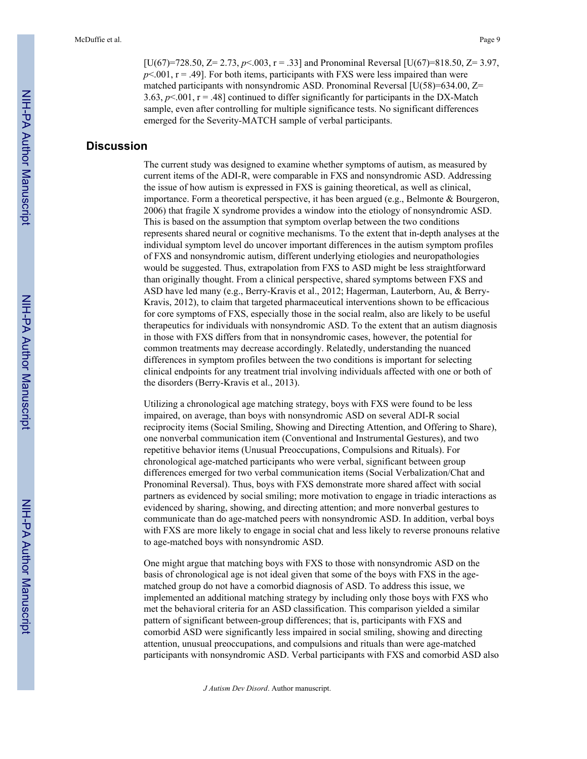[$U(67)=728.50$, $Z= 2.73$, $p<.003$, $r = .33$] and Pronominal Reversal [$U(67)=818.50$, $Z= 3.97$, $p<.001$, $r = .49$]. For both items, participants with FXS were less impaired than were matched participants with nonsyndromic ASD. Pronominal Reversal [$U(58)=634.00$, $Z= 3.63$, $p<.001$, $r = .48$] continued to differ significantly for participants in the DX-Match sample, even after controlling for multiple significance tests. No significant differences emerged for the Severity-MATCH sample of verbal participants.

## Discussion

The current study was designed to examine whether symptoms of autism, as measured by current items of the ADI-R, were comparable in FXS and nonsyndromic ASD. Addressing the issue of how autism is expressed in FXS is gaining theoretical, as well as clinical, importance. Form a theoretical perspective, it has been argued (e.g., Belmonte & Bourgeron, 2006) that fragile X syndrome provides a window into the etiology of nonsyndromic ASD. This is based on the assumption that symptom overlap between the two conditions represents shared neural or cognitive mechanisms. To the extent that in-depth analyses at the individual symptom level do uncover important differences in the autism symptom profiles of FXS and nonsyndromic autism, different underlying etiologies and neuropathologies would be suggested. Thus, extrapolation from FXS to ASD might be less straightforward than originally thought. From a clinical perspective, shared symptoms between FXS and ASD have led many (e.g., Berry-Kravis et al., 2012; Hagerman, Lauterborn, Au, & Berry-Kravis, 2012), to claim that targeted pharmaceutical interventions shown to be efficacious for core symptoms of FXS, especially those in the social realm, also are likely to be useful therapeutics for individuals with nonsyndromic ASD. To the extent that an autism diagnosis in those with FXS differs from that in nonsyndromic cases, however, the potential for common treatments may decrease accordingly. Relatedly, understanding the nuanced differences in symptom profiles between the two conditions is important for selecting clinical endpoints for any treatment trial involving individuals affected with one or both of the disorders (Berry-Kravis et al., 2013).

Utilizing a chronological age matching strategy, boys with FXS were found to be less impaired, on average, than boys with nonsyndromic ASD on several ADI-R social reciprocity items (Social Smiling, Showing and Directing Attention, and Offering to Share), one nonverbal communication item (Conventional and Instrumental Gestures), and two repetitive behavior items (Unusual Preoccupations, Compulsions and Rituals). For chronological age-matched participants who were verbal, significant between group differences emerged for two verbal communication items (Social Verbalization/Chat and Pronominal Reversal). Thus, boys with FXS demonstrate more shared affect with social partners as evidenced by social smiling; more motivation to engage in triadic interactions as evidenced by sharing, showing, and directing attention; and more nonverbal gestures to communicate than do age-matched peers with nonsyndromic ASD. In addition, verbal boys with FXS are more likely to engage in social chat and less likely to reverse pronouns relative to age-matched boys with nonsyndromic ASD.

One might argue that matching boys with FXS to those with nonsyndromic ASD on the basis of chronological age is not ideal given that some of the boys with FXS in the age-matched group do not have a comorbid diagnosis of ASD. To address this issue, we implemented an additional matching strategy by including only those boys with FXS who met the behavioral criteria for an ASD classification. This comparison yielded a similar pattern of significant between-group differences; that is, participants with FXS and comorbid ASD were significantly less impaired in social smiling, showing and directing attention, unusual preoccupations, and compulsions and rituals than were age-matched participants with nonsyndromic ASD. Verbal participants with FXS and comorbid ASD also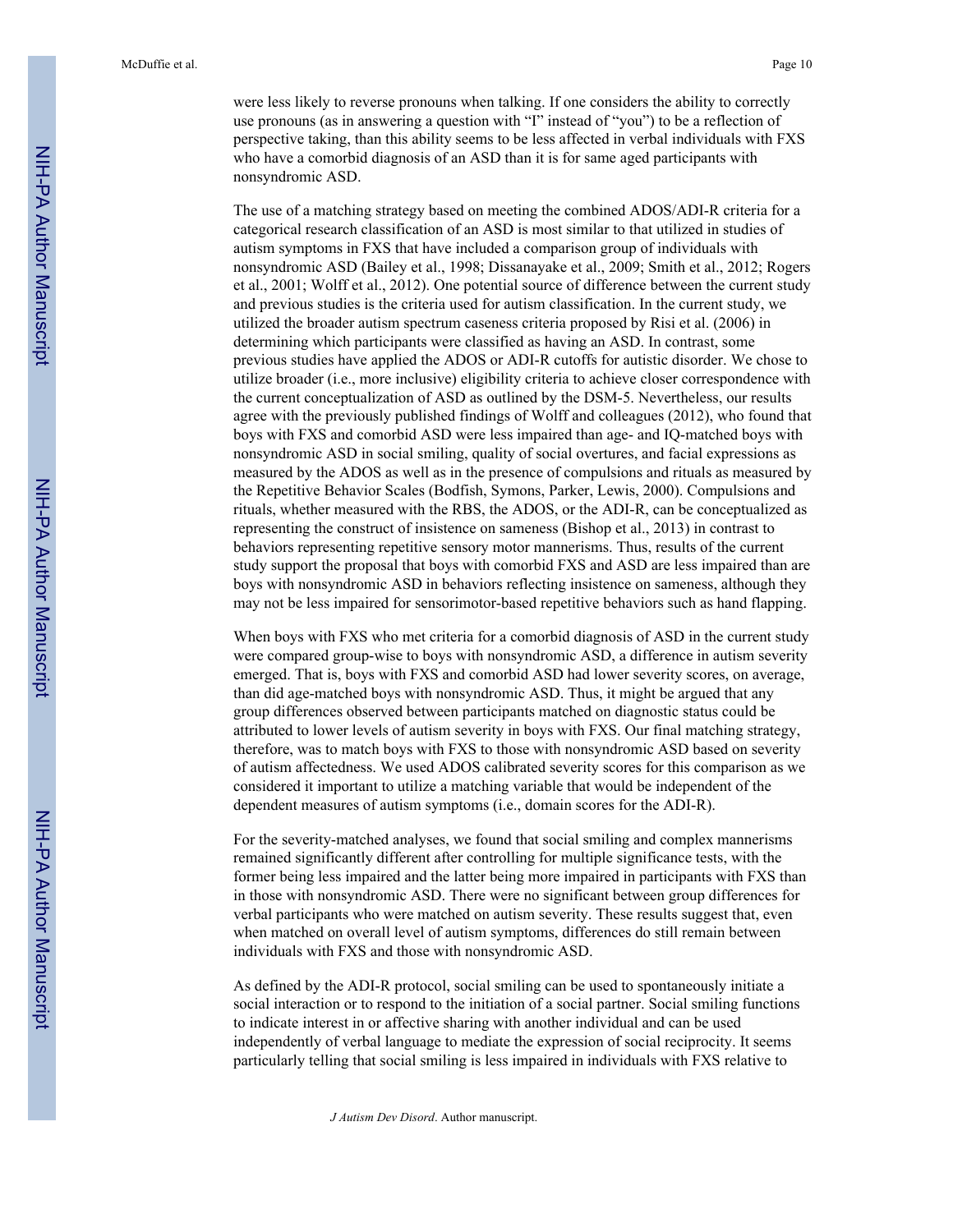were less likely to reverse pronouns when talking. If one considers the ability to correctly use pronouns (as in answering a question with "I" instead of "you") to be a reflection of perspective taking, than this ability seems to be less affected in verbal individuals with FXS who have a comorbid diagnosis of an ASD than it is for same aged participants with nonsyndromic ASD.

The use of a matching strategy based on meeting the combined ADOS/ADI-R criteria for a categorical research classification of an ASD is most similar to that utilized in studies of autism symptoms in FXS that have included a comparison group of individuals with nonsyndromic ASD (Bailey et al., 1998; Dissanayake et al., 2009; Smith et al., 2012; Rogers et al., 2001; Wolff et al., 2012). One potential source of difference between the current study and previous studies is the criteria used for autism classification. In the current study, we utilized the broader autism spectrum caseness criteria proposed by Risi et al. (2006) in determining which participants were classified as having an ASD. In contrast, some previous studies have applied the ADOS or ADI-R cutoffs for autistic disorder. We chose to utilize broader (i.e., more inclusive) eligibility criteria to achieve closer correspondence with the current conceptualization of ASD as outlined by the DSM-5. Nevertheless, our results agree with the previously published findings of Wolff and colleagues (2012), who found that boys with FXS and comorbid ASD were less impaired than age- and IQ-matched boys with nonsyndromic ASD in social smiling, quality of social overtures, and facial expressions as measured by the ADOS as well as in the presence of compulsions and rituals as measured by the Repetitive Behavior Scales (Bodfish, Symons, Parker, Lewis, 2000). Compulsions and rituals, whether measured with the RBS, the ADOS, or the ADI-R, can be conceptualized as representing the construct of insistence on sameness (Bishop et al., 2013) in contrast to behaviors representing repetitive sensory motor mannerisms. Thus, results of the current study support the proposal that boys with comorbid FXS and ASD are less impaired than are boys with nonsyndromic ASD in behaviors reflecting insistence on sameness, although they may not be less impaired for sensorimotor-based repetitive behaviors such as hand flapping.

When boys with FXS who met criteria for a comorbid diagnosis of ASD in the current study were compared group-wise to boys with nonsyndromic ASD, a difference in autism severity emerged. That is, boys with FXS and comorbid ASD had lower severity scores, on average, than did age-matched boys with nonsyndromic ASD. Thus, it might be argued that any group differences observed between participants matched on diagnostic status could be attributed to lower levels of autism severity in boys with FXS. Our final matching strategy, therefore, was to match boys with FXS to those with nonsyndromic ASD based on severity of autism affectedness. We used ADOS calibrated severity scores for this comparison as we considered it important to utilize a matching variable that would be independent of the dependent measures of autism symptoms (i.e., domain scores for the ADI-R).

For the severity-matched analyses, we found that social smiling and complex mannerisms remained significantly different after controlling for multiple significance tests, with the former being less impaired and the latter being more impaired in participants with FXS than in those with nonsyndromic ASD. There were no significant between group differences for verbal participants who were matched on autism severity. These results suggest that, even when matched on overall level of autism symptoms, differences do still remain between individuals with FXS and those with nonsyndromic ASD.

As defined by the ADI-R protocol, social smiling can be used to spontaneously initiate a social interaction or to respond to the initiation of a social partner. Social smiling functions to indicate interest in or affective sharing with another individual and can be used independently of verbal language to mediate the expression of social reciprocity. It seems particularly telling that social smiling is less impaired in individuals with FXS relative to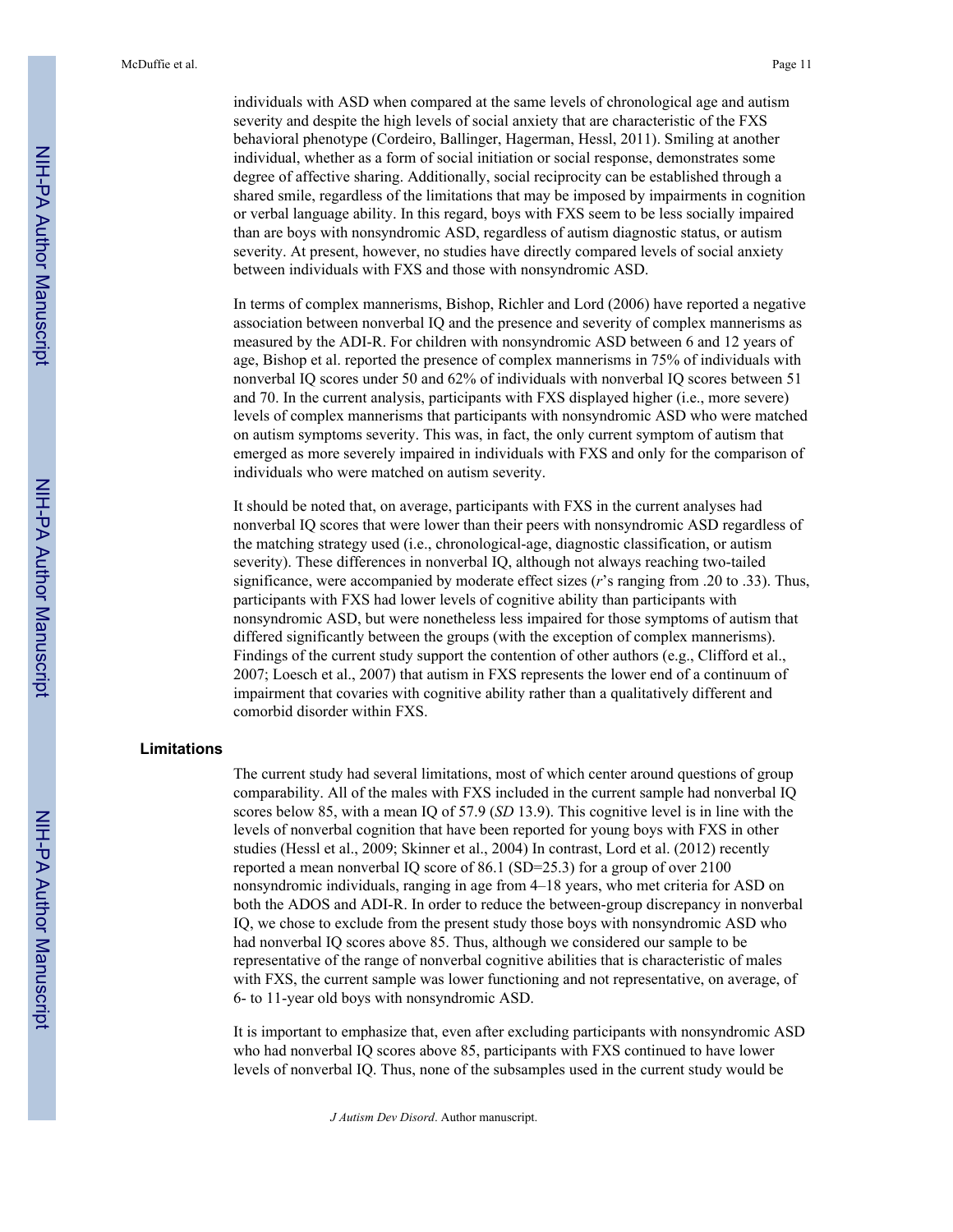individuals with ASD when compared at the same levels of chronological age and autism severity and despite the high levels of social anxiety that are characteristic of the FXS behavioral phenotype (Cordeiro, Ballinger, Hagerman, Hessl, 2011). Smiling at another individual, whether as a form of social initiation or social response, demonstrates some degree of affective sharing. Additionally, social reciprocity can be established through a shared smile, regardless of the limitations that may be imposed by impairments in cognition or verbal language ability. In this regard, boys with FXS seem to be less socially impaired than are boys with nonsyndromic ASD, regardless of autism diagnostic status, or autism severity. At present, however, no studies have directly compared levels of social anxiety between individuals with FXS and those with nonsyndromic ASD.

In terms of complex mannerisms, Bishop, Richler and Lord (2006) have reported a negative association between nonverbal IQ and the presence and severity of complex mannerisms as measured by the ADI-R. For children with nonsyndromic ASD between 6 and 12 years of age, Bishop et al. reported the presence of complex mannerisms in 75% of individuals with nonverbal IQ scores under 50 and 62% of individuals with nonverbal IQ scores between 51 and 70. In the current analysis, participants with FXS displayed higher (i.e., more severe) levels of complex mannerisms that participants with nonsyndromic ASD who were matched on autism symptoms severity. This was, in fact, the only current symptom of autism that emerged as more severely impaired in individuals with FXS and only for the comparison of individuals who were matched on autism severity.

It should be noted that, on average, participants with FXS in the current analyses had nonverbal IQ scores that were lower than their peers with nonsyndromic ASD regardless of the matching strategy used (i.e., chronological-age, diagnostic classification, or autism severity). These differences in nonverbal IQ, although not always reaching two-tailed significance, were accompanied by moderate effect sizes (*r*'s ranging from .20 to .33). Thus, participants with FXS had lower levels of cognitive ability than participants with nonsyndromic ASD, but were nonetheless less impaired for those symptoms of autism that differed significantly between the groups (with the exception of complex mannerisms). Findings of the current study support the contention of other authors (e.g., Clifford et al., 2007; Loesch et al., 2007) that autism in FXS represents the lower end of a continuum of impairment that covaries with cognitive ability rather than a qualitatively different and comorbid disorder within FXS.

## Limitations

The current study had several limitations, most of which center around questions of group comparability. All of the males with FXS included in the current sample had nonverbal IQ scores below 85, with a mean IQ of 57.9 (*SD* 13.9). This cognitive level is in line with the levels of nonverbal cognition that have been reported for young boys with FXS in other studies (Hessl et al., 2009; Skinner et al., 2004) In contrast, Lord et al. (2012) recently reported a mean nonverbal IQ score of 86.1 (SD=25.3) for a group of over 2100 nonsyndromic individuals, ranging in age from 4–18 years, who met criteria for ASD on both the ADOS and ADI-R. In order to reduce the between-group discrepancy in nonverbal IQ, we chose to exclude from the present study those boys with nonsyndromic ASD who had nonverbal IQ scores above 85. Thus, although we considered our sample to be representative of the range of nonverbal cognitive abilities that is characteristic of males with FXS, the current sample was lower functioning and not representative, on average, of 6- to 11-year old boys with nonsyndromic ASD.

It is important to emphasize that, even after excluding participants with nonsyndromic ASD who had nonverbal IQ scores above 85, participants with FXS continued to have lower levels of nonverbal IQ. Thus, none of the subsamples used in the current study would be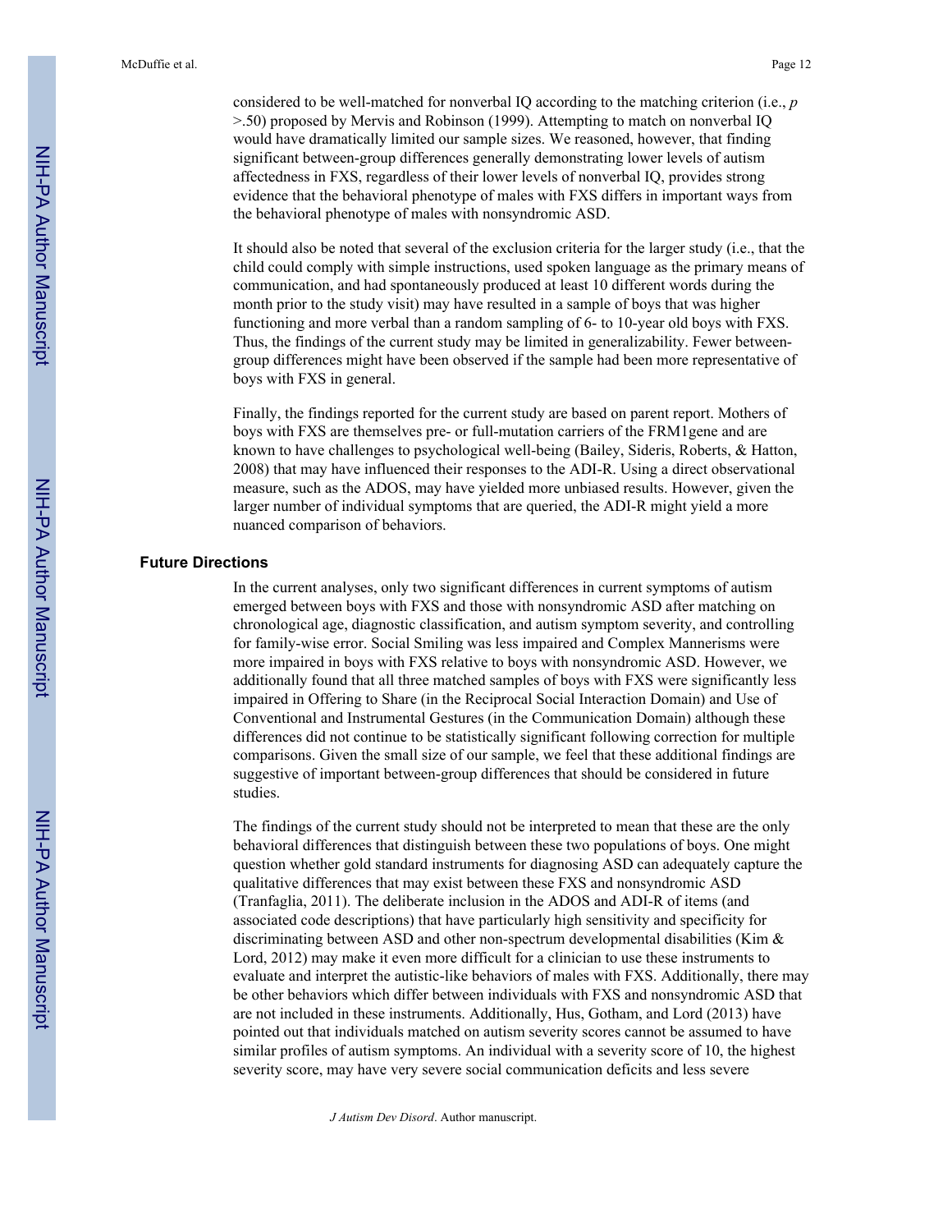considered to be well-matched for nonverbal IQ according to the matching criterion (i.e., $p$ >.50) proposed by Mervis and Robinson (1999). Attempting to match on nonverbal IQ would have dramatically limited our sample sizes. We reasoned, however, that finding significant between-group differences generally demonstrating lower levels of autism affectedness in FXS, regardless of their lower levels of nonverbal IQ, provides strong evidence that the behavioral phenotype of males with FXS differs in important ways from the behavioral phenotype of males with nonsyndromic ASD.

It should also be noted that several of the exclusion criteria for the larger study (i.e., that the child could comply with simple instructions, used spoken language as the primary means of communication, and had spontaneously produced at least 10 different words during the month prior to the study visit) may have resulted in a sample of boys that was higher functioning and more verbal than a random sampling of 6- to 10-year old boys with FXS. Thus, the findings of the current study may be limited in generalizability. Fewer between-group differences might have been observed if the sample had been more representative of boys with FXS in general.

Finally, the findings reported for the current study are based on parent report. Mothers of boys with FXS are themselves pre- or full-mutation carriers of the FRM1gene and are known to have challenges to psychological well-being (Bailey, Sideris, Roberts, & Hatton, 2008) that may have influenced their responses to the ADI-R. Using a direct observational measure, such as the ADOS, may have yielded more unbiased results. However, given the larger number of individual symptoms that are queried, the ADI-R might yield a more nuanced comparison of behaviors.

## Future Directions

In the current analyses, only two significant differences in current symptoms of autism emerged between boys with FXS and those with nonsyndromic ASD after matching on chronological age, diagnostic classification, and autism symptom severity, and controlling for family-wise error. Social Smiling was less impaired and Complex Mannerisms were more impaired in boys with FXS relative to boys with nonsyndromic ASD. However, we additionally found that all three matched samples of boys with FXS were significantly less impaired in Offering to Share (in the Reciprocal Social Interaction Domain) and Use of Conventional and Instrumental Gestures (in the Communication Domain) although these differences did not continue to be statistically significant following correction for multiple comparisons. Given the small size of our sample, we feel that these additional findings are suggestive of important between-group differences that should be considered in future studies.

The findings of the current study should not be interpreted to mean that these are the only behavioral differences that distinguish between these two populations of boys. One might question whether gold standard instruments for diagnosing ASD can adequately capture the qualitative differences that may exist between these FXS and nonsyndromic ASD (Tranfaglia, 2011). The deliberate inclusion in the ADOS and ADI-R of items (and associated code descriptions) that have particularly high sensitivity and specificity for discriminating between ASD and other non-spectrum developmental disabilities (Kim & Lord, 2012) may make it even more difficult for a clinician to use these instruments to evaluate and interpret the autistic-like behaviors of males with FXS. Additionally, there may be other behaviors which differ between individuals with FXS and nonsyndromic ASD that are not included in these instruments. Additionally, Hus, Gotham, and Lord (2013) have pointed out that individuals matched on autism severity scores cannot be assumed to have similar profiles of autism symptoms. An individual with a severity score of 10, the highest severity score, may have very severe social communication deficits and less severe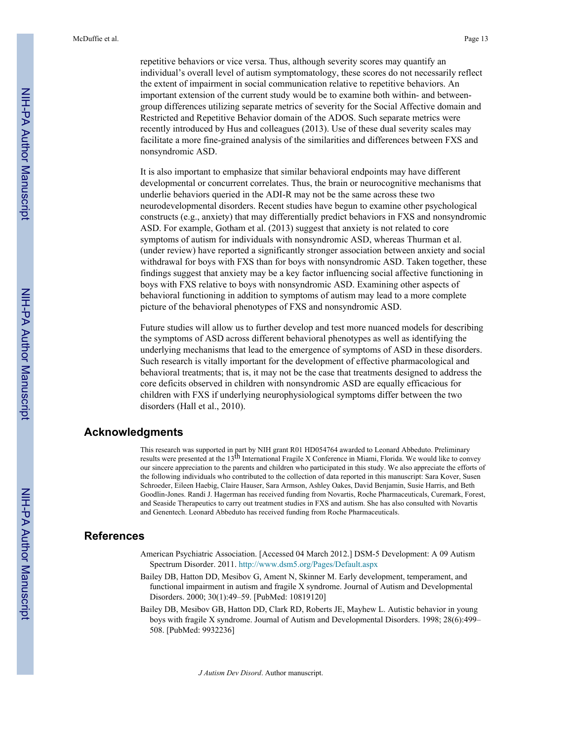repetitive behaviors or vice versa. Thus, although severity scores may quantify an individual's overall level of autism symptomatology, these scores do not necessarily reflect the extent of impairment in social communication relative to repetitive behaviors. An important extension of the current study would be to examine both within- and between-group differences utilizing separate metrics of severity for the Social Affective domain and Restricted and Repetitive Behavior domain of the ADOS. Such separate metrics were recently introduced by Hus and colleagues (2013). Use of these dual severity scales may facilitate a more fine-grained analysis of the similarities and differences between FXS and nonsyndromic ASD.

It is also important to emphasize that similar behavioral endpoints may have different developmental or concurrent correlates. Thus, the brain or neurocognitive mechanisms that underlie behaviors queried in the ADI-R may not be the same across these two neurodevelopmental disorders. Recent studies have begun to examine other psychological constructs (e.g., anxiety) that may differentially predict behaviors in FXS and nonsyndromic ASD. For example, Gotham et al. (2013) suggest that anxiety is not related to core symptoms of autism for individuals with nonsyndromic ASD, whereas Thurman et al. (under review) have reported a significantly stronger association between anxiety and social withdrawal for boys with FXS than for boys with nonsyndromic ASD. Taken together, these findings suggest that anxiety may be a key factor influencing social affective functioning in boys with FXS relative to boys with nonsyndromic ASD. Examining other aspects of behavioral functioning in addition to symptoms of autism may lead to a more complete picture of the behavioral phenotypes of FXS and nonsyndromic ASD.

Future studies will allow us to further develop and test more nuanced models for describing the symptoms of ASD across different behavioral phenotypes as well as identifying the underlying mechanisms that lead to the emergence of symptoms of ASD in these disorders. Such research is vitally important for the development of effective pharmacological and behavioral treatments; that is, it may not be the case that treatments designed to address the core deficits observed in children with nonsyndromic ASD are equally efficacious for children with FXS if underlying neurophysiological symptoms differ between the two disorders (Hall et al., 2010).

## Acknowledgments

This research was supported in part by NIH grant R01 HD054764 awarded to Leonard Abbeduto. Preliminary results were presented at the 13th International Fragile X Conference in Miami, Florida. We would like to convey our sincere appreciation to the parents and children who participated in this study. We also appreciate the efforts of the following individuals who contributed to the collection of data reported in this manuscript: Sara Kover, Susen Schroeder, Eileen Haebig, Claire Hauser, Sara Armson, Ashley Oakes, David Benjamin, Susie Harris, and Beth Goodlin-Jones. Randi J. Hagerman has received funding from Novartis, Roche Pharmaceuticals, Curemark, Forest, and Seaside Therapeutics to carry out treatment studies in FXS and autism. She has also consulted with Novartis and Genentech. Leonard Abbeduto has received funding from Roche Pharmaceuticals.

## References

American Psychiatric Association. [Accessed 04 March 2012.] DSM-5 Development: A 09 Autism Spectrum Disorder. 2011. http://www.dsm5.org/Pages/Default.aspx

Bailey DB, Hatton DD, Mesibov G, Ament N, Skinner M. Early development, temperament, and functional impairment in autism and fragile X syndrome. Journal of Autism and Developmental Disorders. 2000; 30(1):49–59. [PubMed: 10819120]

Bailey DB, Mesibov GB, Hatton DD, Clark RD, Roberts JE, Mayhew L. Autistic behavior in young boys with fragile X syndrome. Journal of Autism and Developmental Disorders. 1998; 28(6):499–508. [PubMed: 9932236]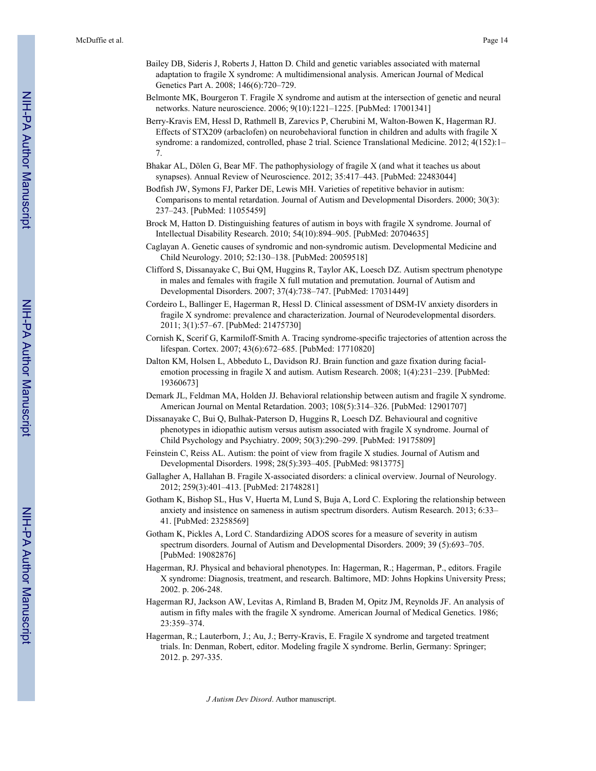Bailey DB, Sideris J, Roberts J, Hatton D. Child and genetic variables associated with maternal adaptation to fragile X syndrome: A multidimensional analysis. American Journal of Medical Genetics Part A. 2008; 146(6):720–729.

Belmonte MK, Bourgeron T. Fragile X syndrome and autism at the intersection of genetic and neural networks. Nature neuroscience. 2006; 9(10):1221–1225. [PubMed: 17001341]

Berry-Kravis EM, Hessl D, Rathmell B, Zarevics P, Cherubini M, Walton-Bowen K, Hagerman RJ. Effects of STX209 (arbaclofen) on neurobehavioral function in children and adults with fragile X syndrome: a randomized, controlled, phase 2 trial. Science Translational Medicine. 2012; 4(152):1–7.

Bhakar AL, Dölen G, Bear MF. The pathophysiology of fragile X (and what it teaches us about synapses). Annual Review of Neuroscience. 2012; 35:417–443. [PubMed: 22483044]

Bodfish JW, Symons FJ, Parker DE, Lewis MH. Varieties of repetitive behavior in autism: Comparisons to mental retardation. Journal of Autism and Developmental Disorders. 2000; 30(3): 237–243. [PubMed: 11055459]

Brock M, Hatton D. Distinguishing features of autism in boys with fragile X syndrome. Journal of Intellectual Disability Research. 2010; 54(10):894–905. [PubMed: 20704635]

Caglayan A. Genetic causes of syndromic and non-syndromic autism. Developmental Medicine and Child Neurology. 2010; 52:130–138. [PubMed: 20059518]

Clifford S, Dissanayake C, Bui QM, Huggins R, Taylor AK, Loesch DZ. Autism spectrum phenotype in males and females with fragile X full mutation and premutation. Journal of Autism and Developmental Disorders. 2007; 37(4):738–747. [PubMed: 17031449]

Cordeiro L, Ballinger E, Hagerman R, Hessl D. Clinical assessment of DSM-IV anxiety disorders in fragile X syndrome: prevalence and characterization. Journal of Neurodevelopmental disorders. 2011; 3(1):57–67. [PubMed: 21475730]

Cornish K, Scerif G, Karmiloff-Smith A. Tracing syndrome-specific trajectories of attention across the lifespan. Cortex. 2007; 43(6):672–685. [PubMed: 17710820]

Dalton KM, Holsen L, Abbeduto L, Davidson RJ. Brain function and gaze fixation during facial-emotion processing in fragile X and autism. Autism Research. 2008; 1(4):231–239. [PubMed: 19360673]

Demark JL, Feldman MA, Holden JJ. Behavioral relationship between autism and fragile X syndrome. American Journal on Mental Retardation. 2003; 108(5):314–326. [PubMed: 12901707]

Dissanayake C, Bui Q, Bulhak-Paterson D, Huggins R, Loesch DZ. Behavioural and cognitive phenotypes in idiopathic autism versus autism associated with fragile X syndrome. Journal of Child Psychology and Psychiatry. 2009; 50(3):290–299. [PubMed: 19175809]

Feinstein C, Reiss AL. Autism: the point of view from fragile X studies. Journal of Autism and Developmental Disorders. 1998; 28(5):393–405. [PubMed: 9813775]

Gallagher A, Hallahan B. Fragile X-associated disorders: a clinical overview. Journal of Neurology. 2012; 259(3):401–413. [PubMed: 21748281]

Gotham K, Bishop SL, Hus V, Huerta M, Lund S, Buja A, Lord C. Exploring the relationship between anxiety and insistence on sameness in autism spectrum disorders. Autism Research. 2013; 6:33–41. [PubMed: 23258569]

Gotham K, Pickles A, Lord C. Standardizing ADOS scores for a measure of severity in autism spectrum disorders. Journal of Autism and Developmental Disorders. 2009; 39 (5):693–705. [PubMed: 19082876]

Hagerman, RJ. Physical and behavioral phenotypes. In: Hagerman, R.; Hagerman, P., editors. Fragile X syndrome: Diagnosis, treatment, and research. Baltimore, MD: Johns Hopkins University Press; 2002. p. 206-248.

Hagerman RJ, Jackson AW, Levitas A, Rimland B, Braden M, Opitz JM, Reynolds JF. An analysis of autism in fifty males with the fragile X syndrome. American Journal of Medical Genetics. 1986; 23:359–374.

Hagerman, R.; Lauterborn, J.; Au, J.; Berry-Kravis, E. Fragile X syndrome and targeted treatment trials. In: Denman, Robert, editor. Modeling fragile X syndrome. Berlin, Germany: Springer; 2012. p. 297-335.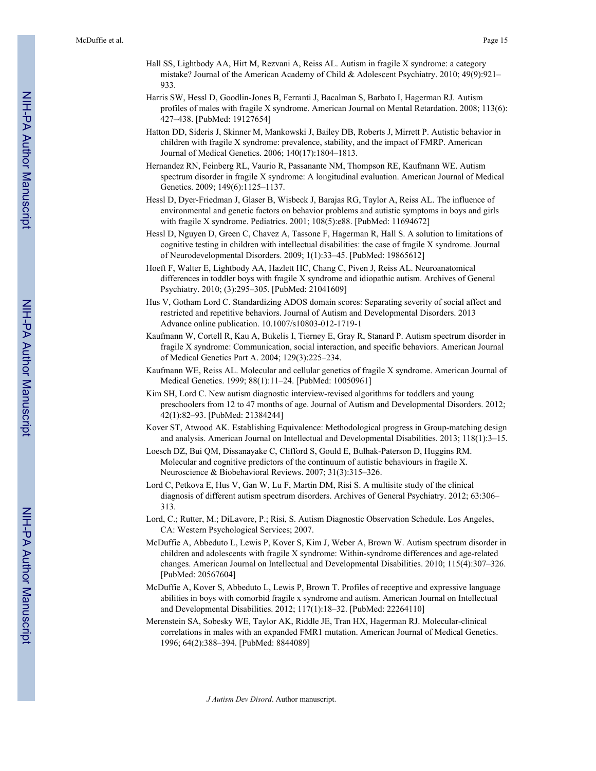Hall SS, Lightbody AA, Hirt M, Rezvani A, Reiss AL. Autism in fragile X syndrome: a category mistake? Journal of the American Academy of Child & Adolescent Psychiatry. 2010; 49(9):921–933.

Harris SW, Hessl D, Goodlin-Jones B, Ferranti J, Bacalman S, Barbato I, Hagerman RJ. Autism profiles of males with fragile X syndrome. American Journal on Mental Retardation. 2008; 113(6): 427–438. [PubMed: 19127654]

Hatton DD, Sideris J, Skinner M, Mankowski J, Bailey DB, Roberts J, Mirrett P. Autistic behavior in children with fragile X syndrome: prevalence, stability, and the impact of FMRP. American Journal of Medical Genetics. 2006; 140(17):1804–1813.

Hernandez RN, Feinberg RL, Vaurio R, Passanante NM, Thompson RE, Kaufmann WE. Autism spectrum disorder in fragile X syndrome: A longitudinal evaluation. American Journal of Medical Genetics. 2009; 149(6):1125–1137.

Hessl D, Dyer-Friedman J, Glaser B, Wisbeck J, Barajas RG, Taylor A, Reiss AL. The influence of environmental and genetic factors on behavior problems and autistic symptoms in boys and girls with fragile X syndrome. Pediatrics. 2001; 108(5):e88. [PubMed: 11694672]

Hessl D, Nguyen D, Green C, Chavez A, Tassone F, Hagerman R, Hall S. A solution to limitations of cognitive testing in children with intellectual disabilities: the case of fragile X syndrome. Journal of Neurodevelopmental Disorders. 2009; 1(1):33–45. [PubMed: 19865612]

Hoeft F, Walter E, Lightbody AA, Hazlett HC, Chang C, Piven J, Reiss AL. Neuroanatomical differences in toddler boys with fragile X syndrome and idiopathic autism. Archives of General Psychiatry. 2010; (3):295–305. [PubMed: 21041609]

Hus V, Gotham Lord C. Standardizing ADOS domain scores: Separating severity of social affect and restricted and repetitive behaviors. Journal of Autism and Developmental Disorders. 2013 Advance online publication. 10.1007/s10803-012-1719-1

Kaufmann W, Cortell R, Kau A, Bukelis I, Tierney E, Gray R, Stanard P. Autism spectrum disorder in fragile X syndrome: Communication, social interaction, and specific behaviors. American Journal of Medical Genetics Part A. 2004; 129(3):225–234.

Kaufmann WE, Reiss AL. Molecular and cellular genetics of fragile X syndrome. American Journal of Medical Genetics. 1999; 88(1):11–24. [PubMed: 10050961]

Kim SH, Lord C. New autism diagnostic interview-revised algorithms for toddlers and young preschoolers from 12 to 47 months of age. Journal of Autism and Developmental Disorders. 2012; 42(1):82–93. [PubMed: 21384244]

Kover ST, Atwood AK. Establishing Equivalence: Methodological progress in Group-matching design and analysis. American Journal on Intellectual and Developmental Disabilities. 2013; 118(1):3–15.

Loesch DZ, Bui QM, Dissanayake C, Clifford S, Gould E, Bulhak-Paterson D, Huggins RM. Molecular and cognitive predictors of the continuum of autistic behaviours in fragile X. Neuroscience & Biobehavioral Reviews. 2007; 31(3):315–326.

Lord C, Petkova E, Hus V, Gan W, Lu F, Martin DM, Risi S. A multisite study of the clinical diagnosis of different autism spectrum disorders. Archives of General Psychiatry. 2012; 63:306–313.

Lord, C.; Rutter, M.; DiLavore, P.; Risi, S. Autism Diagnostic Observation Schedule. Los Angeles, CA: Western Psychological Services; 2007.

McDuffie A, Abbeduto L, Lewis P, Kover S, Kim J, Weber A, Brown W. Autism spectrum disorder in children and adolescents with fragile X syndrome: Within-syndrome differences and age-related changes. American Journal on Intellectual and Developmental Disabilities. 2010; 115(4):307–326. [PubMed: 20567604]

McDuffie A, Kover S, Abbeduto L, Lewis P, Brown T. Profiles of receptive and expressive language abilities in boys with comorbid fragile x syndrome and autism. American Journal on Intellectual and Developmental Disabilities. 2012; 117(1):18–32. [PubMed: 22264110]

Merenstein SA, Sobesky WE, Taylor AK, Riddle JE, Tran HX, Hagerman RJ. Molecular-clinical correlations in males with an expanded FMR1 mutation. American Journal of Medical Genetics. 1996; 64(2):388–394. [PubMed: 8844089]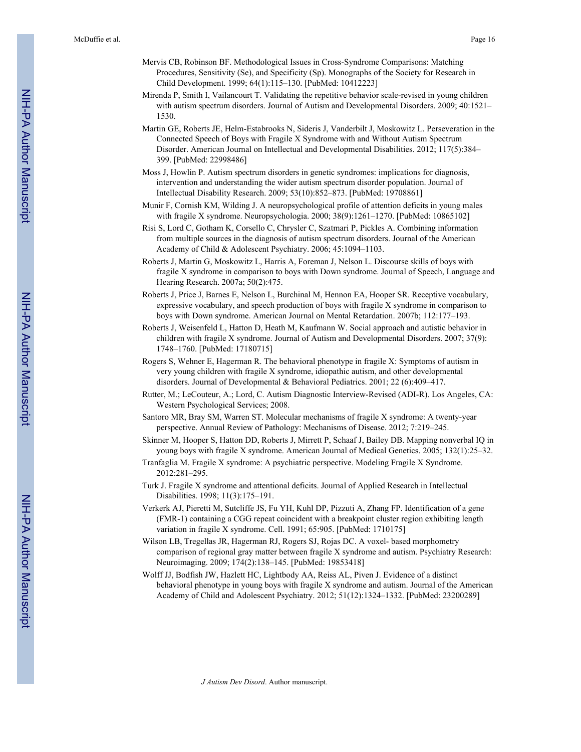Mervis CB, Robinson BF. Methodological Issues in Cross-Syndrome Comparisons: Matching Procedures, Sensitivity (Se), and Specificity (Sp). Monographs of the Society for Research in Child Development. 1999; 64(1):115–130. [PubMed: 10412223]

Mirenda P, Smith I, Vailancourt T. Validating the repetitive behavior scale-revised in young children with autism spectrum disorders. Journal of Autism and Developmental Disorders. 2009; 40:1521–1530.

Martin GE, Roberts JE, Helm-Estabrooks N, Sideris J, Vanderbilt J, Moskowitz L. Perseveration in the Connected Speech of Boys with Fragile X Syndrome with and Without Autism Spectrum Disorder. American Journal on Intellectual and Developmental Disabilities. 2012; 117(5):384–399. [PubMed: 22998486]

Moss J, Howlin P. Autism spectrum disorders in genetic syndromes: implications for diagnosis, intervention and understanding the wider autism spectrum disorder population. Journal of Intellectual Disability Research. 2009; 53(10):852–873. [PubMed: 19708861]

Munir F, Cornish KM, Wilding J. A neuropsychological profile of attention deficits in young males with fragile X syndrome. Neuropsychologia. 2000; 38(9):1261–1270. [PubMed: 10865102]

Risi S, Lord C, Gotham K, Corsello C, Chrysler C, Szatmari P, Pickles A. Combining information from multiple sources in the diagnosis of autism spectrum disorders. Journal of the American Academy of Child & Adolescent Psychiatry. 2006; 45:1094–1103.

Roberts J, Martin G, Moskowitz L, Harris A, Foreman J, Nelson L. Discourse skills of boys with fragile X syndrome in comparison to boys with Down syndrome. Journal of Speech, Language and Hearing Research. 2007a; 50(2):475.

Roberts J, Price J, Barnes E, Nelson L, Burchinal M, Hennon EA, Hooper SR. Receptive vocabulary, expressive vocabulary, and speech production of boys with fragile X syndrome in comparison to boys with Down syndrome. American Journal on Mental Retardation. 2007b; 112:177–193.

Roberts J, Weisenfeld L, Hatton D, Heath M, Kaufmann W. Social approach and autistic behavior in children with fragile X syndrome. Journal of Autism and Developmental Disorders. 2007; 37(9):1748–1760. [PubMed: 17180715]

Rogers S, Wehner E, Hagerman R. The behavioral phenotype in fragile X: Symptoms of autism in very young children with fragile X syndrome, idiopathic autism, and other developmental disorders. Journal of Developmental & Behavioral Pediatrics. 2001; 22 (6):409–417.

Rutter, M.; LeCouteur, A.; Lord, C. Autism Diagnostic Interview-Revised (ADI-R). Los Angeles, CA: Western Psychological Services; 2008.

Santoro MR, Bray SM, Warren ST. Molecular mechanisms of fragile X syndrome: A twenty-year perspective. Annual Review of Pathology: Mechanisms of Disease. 2012; 7:219–245.

Skinner M, Hooper S, Hatton DD, Roberts J, Mirrett P, Schaaf J, Bailey DB. Mapping nonverbal IQ in young boys with fragile X syndrome. American Journal of Medical Genetics. 2005; 132(1):25–32.

Tranfaglia M. Fragile X syndrome: A psychiatric perspective. Modeling Fragile X Syndrome. 2012:281–295.

Turk J. Fragile X syndrome and attentional deficits. Journal of Applied Research in Intellectual Disabilities. 1998; 11(3):175–191.

Verkerk AJ, Pieretti M, Sutcliffe JS, Fu YH, Kuhl DP, Pizzuti A, Zhang FP. Identification of a gene (FMR-1) containing a CGG repeat coincident with a breakpoint cluster region exhibiting length variation in fragile X syndrome. Cell. 1991; 65:905. [PubMed: 1710175]

Wilson LB, Tregellas JR, Hagerman RJ, Rogers SJ, Rojas DC. A voxel- based morphometry comparison of regional gray matter between fragile X syndrome and autism. Psychiatry Research: Neuroimaging. 2009; 174(2):138–145. [PubMed: 19853418]

Wolff JJ, Bodfish JW, Hazlett HC, Lightbody AA, Reiss AL, Piven J. Evidence of a distinct behavioral phenotype in young boys with fragile X syndrome and autism. Journal of the American Academy of Child and Adolescent Psychiatry. 2012; 51(12):1324–1332. [PubMed: 23200289]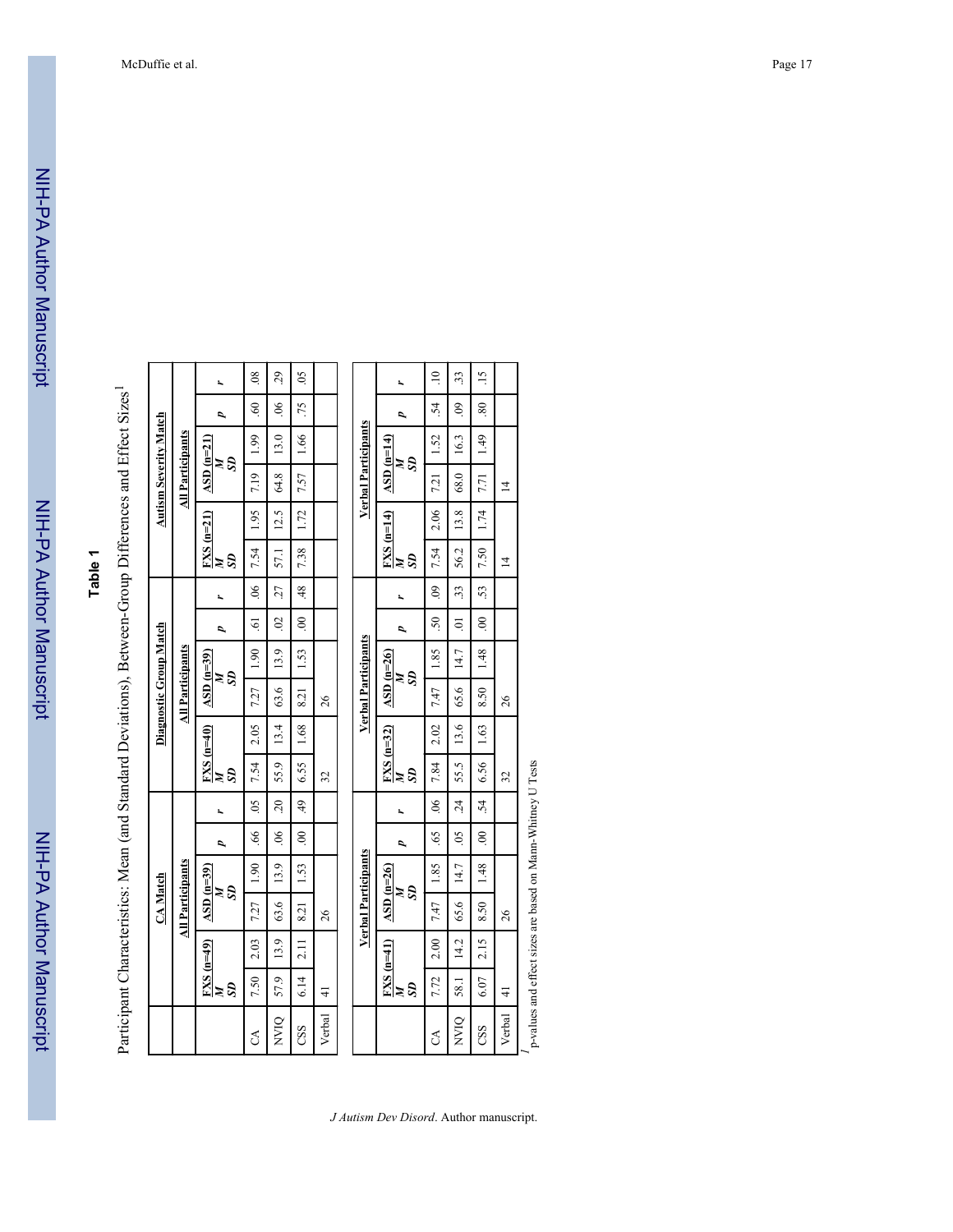**Table 1**

Participant Characteristics: Mean (and Standard Deviations), Between-Group Differences and Effect Sizes[1]

| | CA Match | | | | | | Diagnostic Group Match | | | | | | Autism Severity Match | | | | | |
|---|---|---|---|---|---|---|---|---|---|---|---|---|---|---|---|---|---|---|
| | All Participants | | | | | | All Participants | | | | | | All Participants | | | | | |
| | FXS (n=49) *M* | *SD* | ASD (n=39) *M* | *SD* | *p* | *r* | FXS (n=40) *M* | *SD* | ASD (n=39) *M* | *SD* | *p* | *r* | FXS (n=21) *M* | *SD* | ASD (n=21) *M* | *SD* | *p* | *r* |
| CA | 7.50 | 2.03 | 7.27 | 1.90 | .66 | .05 | 7.54 | 2.05 | 7.27 | 1.90 | .61 | .06 | 7.54 | 1.95 | 7.19 | 1.99 | .60 | .08 |
| NVIQ | 57.9 | 13.9 | 63.6 | 13.9 | .06 | .20 | 55.9 | 13.4 | 63.6 | 13.9 | .02 | .27 | 57.1 | 12.5 | 64.8 | 13.0 | .06 | .29 |
| CSS | 6.14 | 2.11 | 8.21 | 1.53 | .00 | .49 | 6.55 | 1.68 | 8.21 | 1.53 | .00 | .48 | 7.38 | 1.72 | 7.57 | 1.66 | .75 | .05 |
| Verbal | 41 | | 26 | | | | 32 | | 26 | | | | | | | | | |

| | Verbal Participants | | | | | | Verbal Participants | | | | | | Verbal Participants | | | | | |
|---|---|---|---|---|---|---|---|---|---|---|---|---|---|---|---|---|---|---|
| | FXS (n=41) *M* | *SD* | ASD (n=26) *M* | *SD* | *p* | *r* | FXS (n=32) *M* | *SD* | ASD (n=26) *M* | *SD* | *p* | *r* | FXS (n=14) *M* | *SD* | ASD (n=14) *M* | *SD* | *p* | *r* |
| CA | 7.72 | 2.00 | 7.47 | 1.85 | .65 | .06 | 7.84 | 2.02 | 7.47 | 1.85 | .50 | .09 | 7.54 | 2.06 | 7.21 | 1.52 | .54 | .10 |
| NVIQ | 58.1 | 14.2 | 65.6 | 14.7 | .05 | .24 | 55.5 | 13.6 | 65.6 | 14.7 | .01 | .33 | 56.2 | 13.8 | 68.0 | 16.3 | .09 | .33 |
| CSS | 6.07 | 2.15 | 8.50 | 1.48 | .00 | .54 | 6.56 | 1.63 | 8.50 | 1.48 | .00 | .53 | 7.50 | 1.74 | 7.71 | 1.49 | .80 | .15 |
| Verbal | 41 | | 26 | | | | 32 | | 26 | | | | 14 | | 14 | | | |

[1] p-values and effect sizes are based on Mann-Whitney U Tests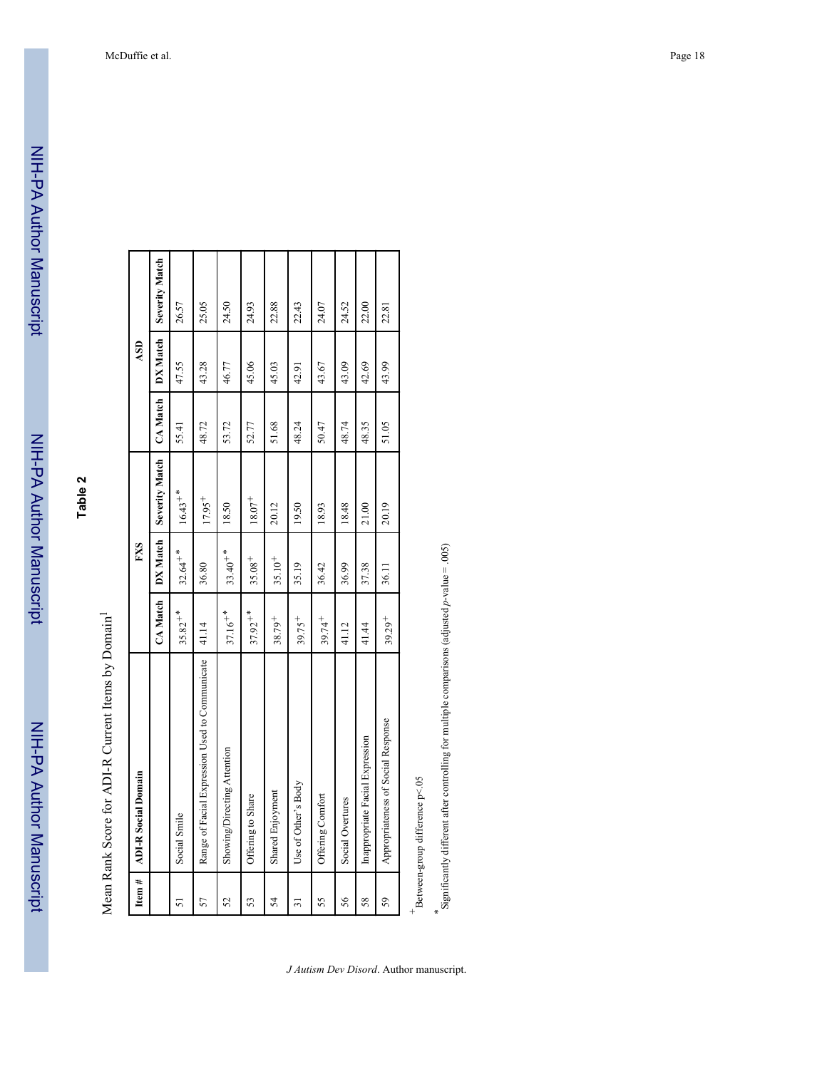**Table 2**

Mean Rank Score for ADI-R Current Items by Domain[1]

| Item # | ADI-R Social Domain | FXS | | | ASD | | |
|---|---|---|---|---|---|---|---|
| | | CA Match | DX Match | Severity Match | CA Match | DX Match | Severity Match |
| 51 | Social Smile | 35.82$^{+*}$ | 32.64$^{+*}$ | 16.43$^{+*}$ | 55.41 | 47.55 | 26.57 |
| 57 | Range of Facial Expression Used to Communicate | 41.14 | 36.80 | 17.95$^{+}$ | 48.72 | 43.28 | 25.05 |
| 52 | Showing/Directing Attention | 37.16$^{+*}$ | 33.40$^{+*}$ | 18.50 | 53.72 | 46.77 | 24.50 |
| 53 | Offering to Share | 37.92$^{+*}$ | 35.08$^{+}$ | 18.07$^{+}$ | 52.77 | 45.06 | 24.93 |
| 54 | Shared Enjoyment | 38.79$^{+}$ | 35.10$^{+}$ | 20.12 | 51.68 | 45.03 | 22.88 |
| 31 | Use of Other's Body | 39.75$^{+}$ | 35.19 | 19.50 | 48.24 | 42.91 | 22.43 |
| 55 | Offering Comfort | 39.74$^{+}$ | 36.42 | 18.93 | 50.47 | 43.67 | 24.07 |
| 56 | Social Overtures | 41.12 | 36.99 | 18.48 | 48.74 | 43.09 | 24.52 |
| 58 | Inappropriate Facial Expression | 41.44 | 37.38 | 21.00 | 48.35 | 42.69 | 22.00 |
| 59 | Appropriateness of Social Response | 39.29$^{+}$ | 36.11 | 20.19 | 51.05 | 43.99 | 22.81 |

$^{+}$Between-group difference $p<.05$

$^{*}$Significantly different after controlling for multiple comparisons (adjusted *p*-value = .005)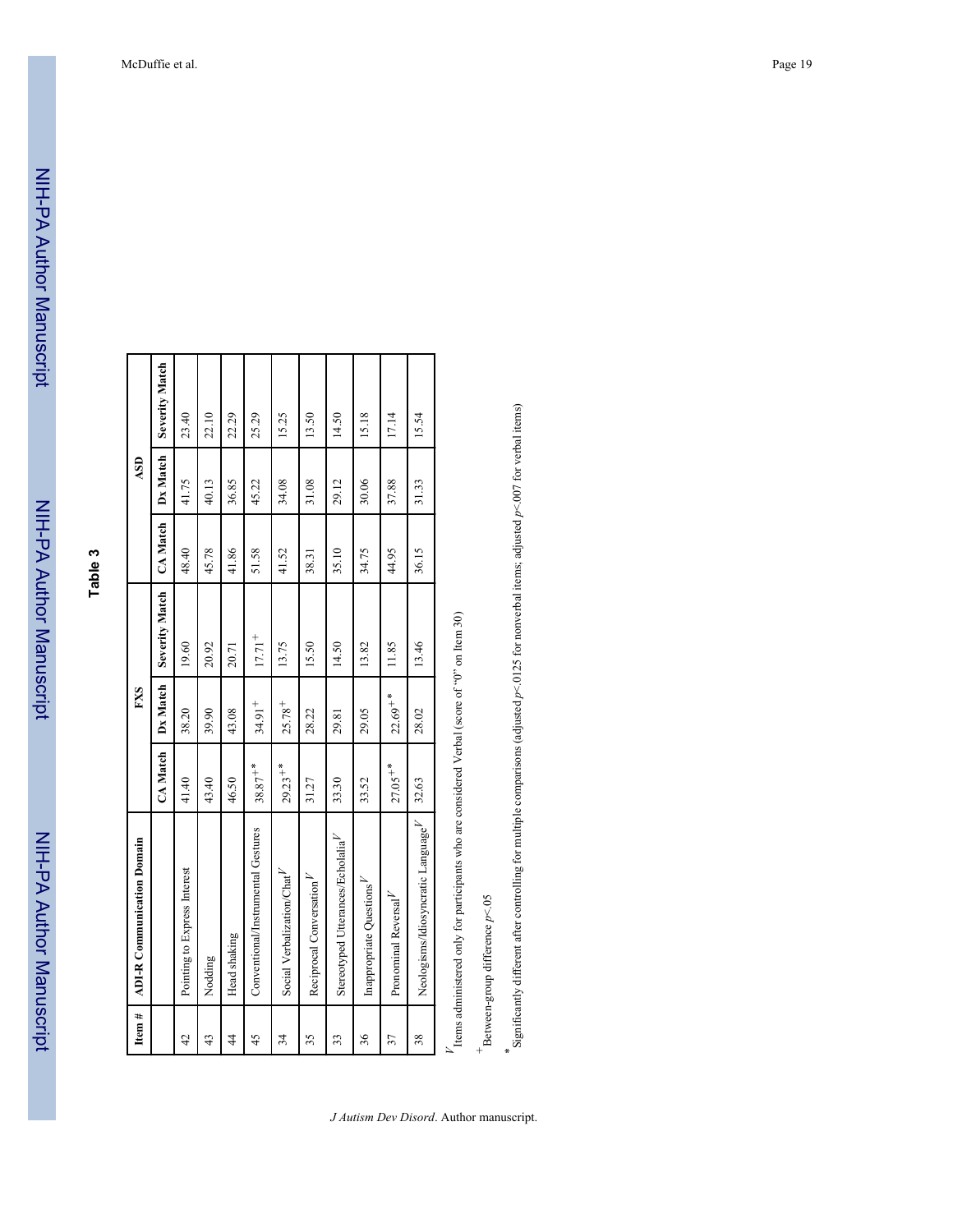# Table 3

| Item # | ADI-R Communication Domain | FXS | | | ASD | | |
|---|---|---|---|---|---|---|---|
| | | CA Match | Dx Match | Severity Match | CA Match | Dx Match | Severity Match |
| 42 | Pointing to Express Interest | 41.40 | 38.20 | 19.60 | 48.40 | 41.75 | 23.40 |
| 43 | Nodding | 43.40 | 39.90 | 20.92 | 45.78 | 40.13 | 22.10 |
| 44 | Head shaking | 46.50 | 43.08 | 20.71 | 41.86 | 36.85 | 22.29 |
| 45 | Conventional/Instrumental Gestures | 38.87+* | 34.91+ | 17.71+ | 51.58 | 45.22 | 25.29 |
| 34 | Social Verbalization/Chat[V] | 29.23+* | 25.78+ | 13.75 | 41.52 | 34.08 | 15.25 |
| 35 | Reciprocal Conversation[V] | 31.27 | 28.22 | 15.50 | 38.31 | 31.08 | 13.50 |
| 33 | Stereotyped Utterances/Echolalia[V] | 33.30 | 29.81 | 14.50 | 35.10 | 29.12 | 14.50 |
| 36 | Inappropriate Questions[V] | 33.52 | 29.05 | 13.82 | 34.75 | 30.06 | 15.18 |
| 37 | Pronominal Reversal[V] | 27.05+* | 22.69+* | 11.85 | 44.95 | 37.88 | 17.14 |
| 38 | Neologisms/Idiosyncratic Language[V] | 32.63 | 28.02 | 13.46 | 36.15 | 31.33 | 15.54 |

[V] Items administered only for participants who are considered Verbal (score of "0" on Item 30)

+ Between-group difference $p<.05$

* Significantly different after controlling for multiple comparisons (adjusted $p<.0125$ for nonverbal items; adjusted $p<.007$ for verbal items)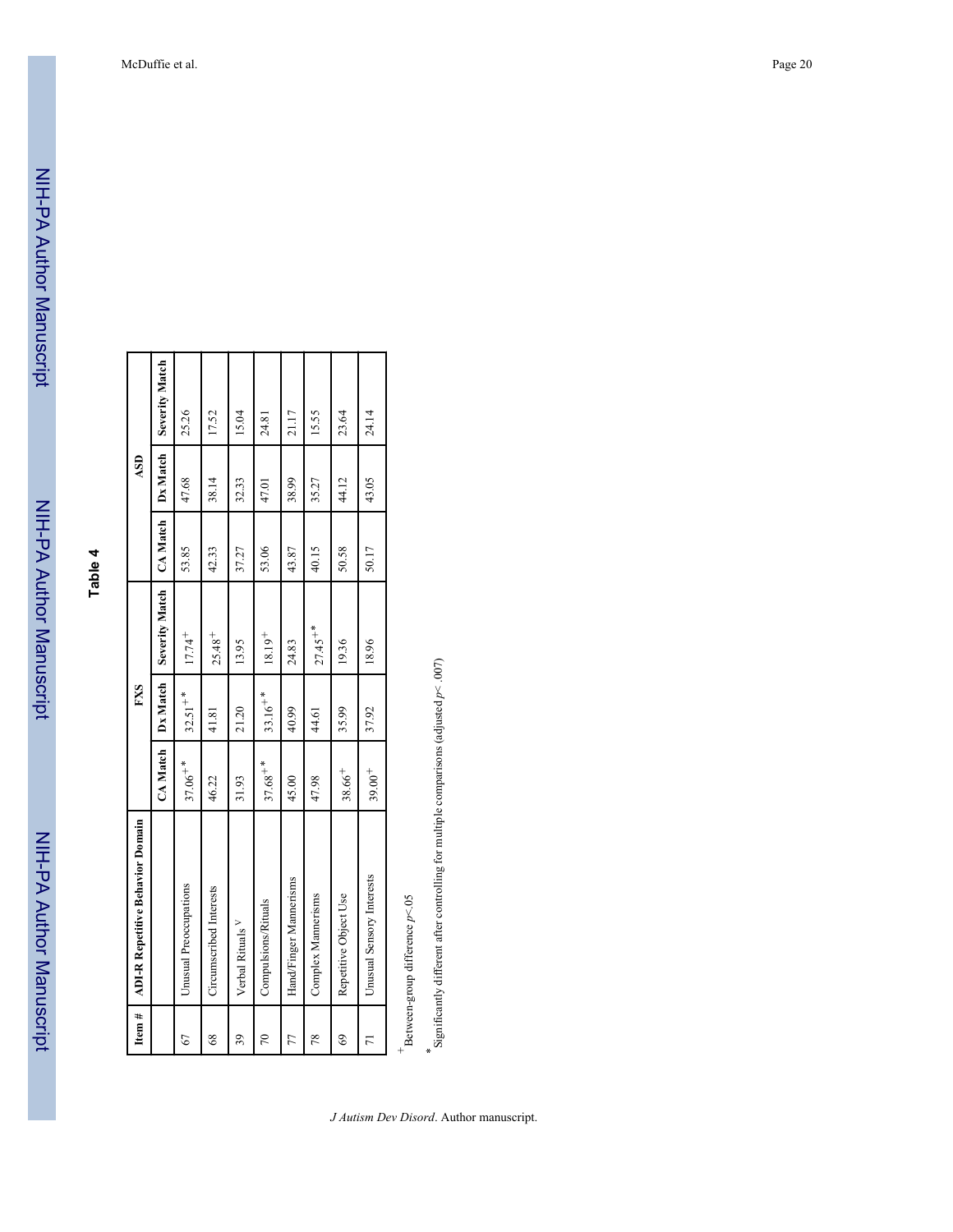## Table 4

| Item # | ADI-R Repetitive Behavior Domain | FXS | | | ASD | | |
|---|---|---|---|---|---|---|---|
| | | CA Match | Dx Match | Severity Match | CA Match | Dx Match | Severity Match |
| 67 | Unusual Preoccupations | 37.06+* | 32.51+* | 17.74+ | 53.85 | 47.68 | 25.26 |
| 68 | Circumscribed Interests | 46.22 | 41.81 | 25.48+ | 42.33 | 38.14 | 17.52 |
| 39 | Verbal Rituals V | 31.93 | 21.20 | 13.95 | 37.27 | 32.33 | 15.04 |
| 70 | Compulsions/Rituals | 37.68+* | 33.16+* | 18.19+ | 53.06 | 47.01 | 24.81 |
| 77 | Hand/Finger Mannerisms | 45.00 | 40.99 | 24.83 | 43.87 | 38.99 | 21.17 |
| 78 | Complex Mannerisms | 47.98 | 44.61 | 27.45+* | 40.15 | 35.27 | 15.55 |
| 69 | Repetitive Object Use | 38.66+ | 35.99 | 19.36 | 50.58 | 44.12 | 23.64 |
| 71 | Unusual Sensory Interests | 39.00+ | 37.92 | 18.96 | 50.17 | 43.05 | 24.14 |

+ Between-group difference $p<.05$

\* Significantly different after controlling for multiple comparisons (adjusted $p< .007$)